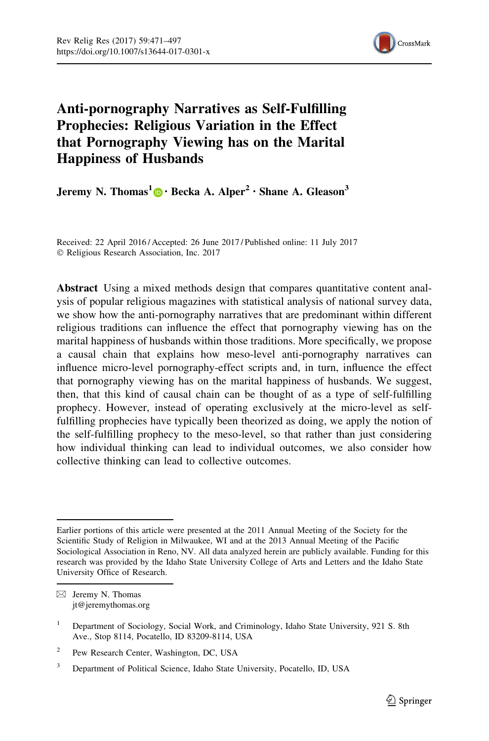# Anti-pornography Narratives as Self-Fulfilling Prophecies: Religious Variation in the Effect that Pornography Viewing has on the Marital Happiness of Husbands

**Jeremy N. Thomas[1] · Becka A. Alper[2] · Shane A. Gleason[3]**

Received: 22 April 2016 / Accepted: 26 June 2017 / Published online: 11 July 2017
© Religious Research Association, Inc. 2017

**Abstract** Using a mixed methods design that compares quantitative content analysis of popular religious magazines with statistical analysis of national survey data, we show how the anti-pornography narratives that are predominant within different religious traditions can influence the effect that pornography viewing has on the marital happiness of husbands within those traditions. More specifically, we propose a causal chain that explains how meso-level anti-pornography narratives can influence micro-level pornography-effect scripts and, in turn, influence the effect that pornography viewing has on the marital happiness of husbands. We suggest, then, that this kind of causal chain can be thought of as a type of self-fulfilling prophecy. However, instead of operating exclusively at the micro-level as self-fulfilling prophecies have typically been theorized as doing, we apply the notion of the self-fulfilling prophecy to the meso-level, so that rather than just considering how individual thinking can lead to individual outcomes, we also consider how collective thinking can lead to collective outcomes.

---

Earlier portions of this article were presented at the 2011 Annual Meeting of the Society for the Scientific Study of Religion in Milwaukee, WI and at the 2013 Annual Meeting of the Pacific Sociological Association in Reno, NV. All data analyzed herein are publicly available. Funding for this research was provided by the Idaho State University College of Arts and Letters and the Idaho State University Office of Research.

✉ Jeremy N. Thomas
jt@jeremythomas.org

[1] Department of Sociology, Social Work, and Criminology, Idaho State University, 921 S. 8th Ave., Stop 8114, Pocatello, ID 83209-8114, USA

[2] Pew Research Center, Washington, DC, USA

[3] Department of Political Science, Idaho State University, Pocatello, ID, USA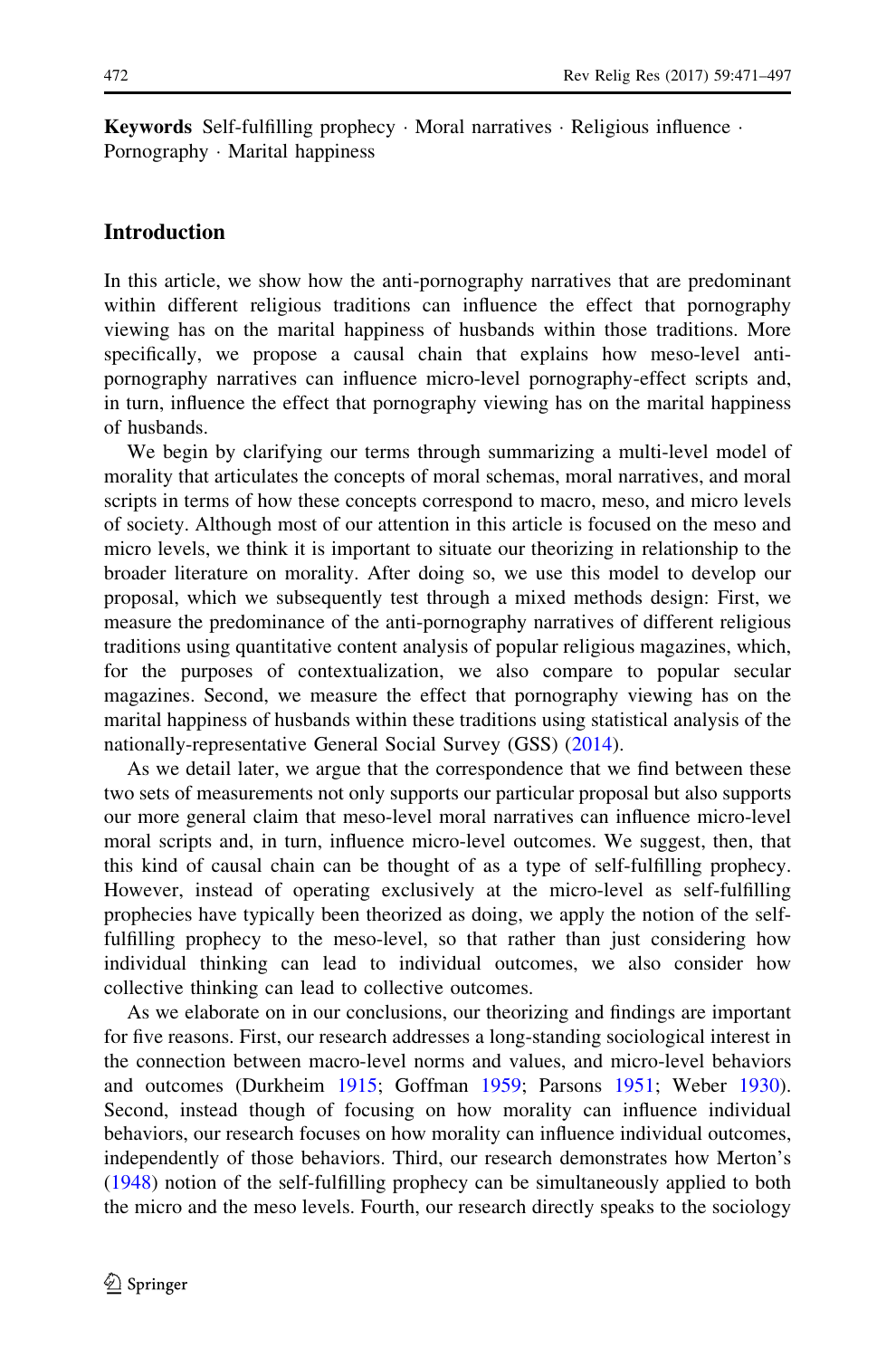**Keywords** Self-fulfilling prophecy · Moral narratives · Religious influence · Pornography · Marital happiness

## Introduction

In this article, we show how the anti-pornography narratives that are predominant within different religious traditions can influence the effect that pornography viewing has on the marital happiness of husbands within those traditions. More specifically, we propose a causal chain that explains how meso-level anti-pornography narratives can influence micro-level pornography-effect scripts and, in turn, influence the effect that pornography viewing has on the marital happiness of husbands.

We begin by clarifying our terms through summarizing a multi-level model of morality that articulates the concepts of moral schemas, moral narratives, and moral scripts in terms of how these concepts correspond to macro, meso, and micro levels of society. Although most of our attention in this article is focused on the meso and micro levels, we think it is important to situate our theorizing in relationship to the broader literature on morality. After doing so, we use this model to develop our proposal, which we subsequently test through a mixed methods design: First, we measure the predominance of the anti-pornography narratives of different religious traditions using quantitative content analysis of popular religious magazines, which, for the purposes of contextualization, we also compare to popular secular magazines. Second, we measure the effect that pornography viewing has on the marital happiness of husbands within these traditions using statistical analysis of the nationally-representative General Social Survey (GSS) (2014).

As we detail later, we argue that the correspondence that we find between these two sets of measurements not only supports our particular proposal but also supports our more general claim that meso-level moral narratives can influence micro-level moral scripts and, in turn, influence micro-level outcomes. We suggest, then, that this kind of causal chain can be thought of as a type of self-fulfilling prophecy. However, instead of operating exclusively at the micro-level as self-fulfilling prophecies have typically been theorized as doing, we apply the notion of the self-fulfilling prophecy to the meso-level, so that rather than just considering how individual thinking can lead to individual outcomes, we also consider how collective thinking can lead to collective outcomes.

As we elaborate on in our conclusions, our theorizing and findings are important for five reasons. First, our research addresses a long-standing sociological interest in the connection between macro-level norms and values, and micro-level behaviors and outcomes (Durkheim 1915; Goffman 1959; Parsons 1951; Weber 1930). Second, instead though of focusing on how morality can influence individual behaviors, our research focuses on how morality can influence individual outcomes, independently of those behaviors. Third, our research demonstrates how Merton's (1948) notion of the self-fulfilling prophecy can be simultaneously applied to both the micro and the meso levels. Fourth, our research directly speaks to the sociology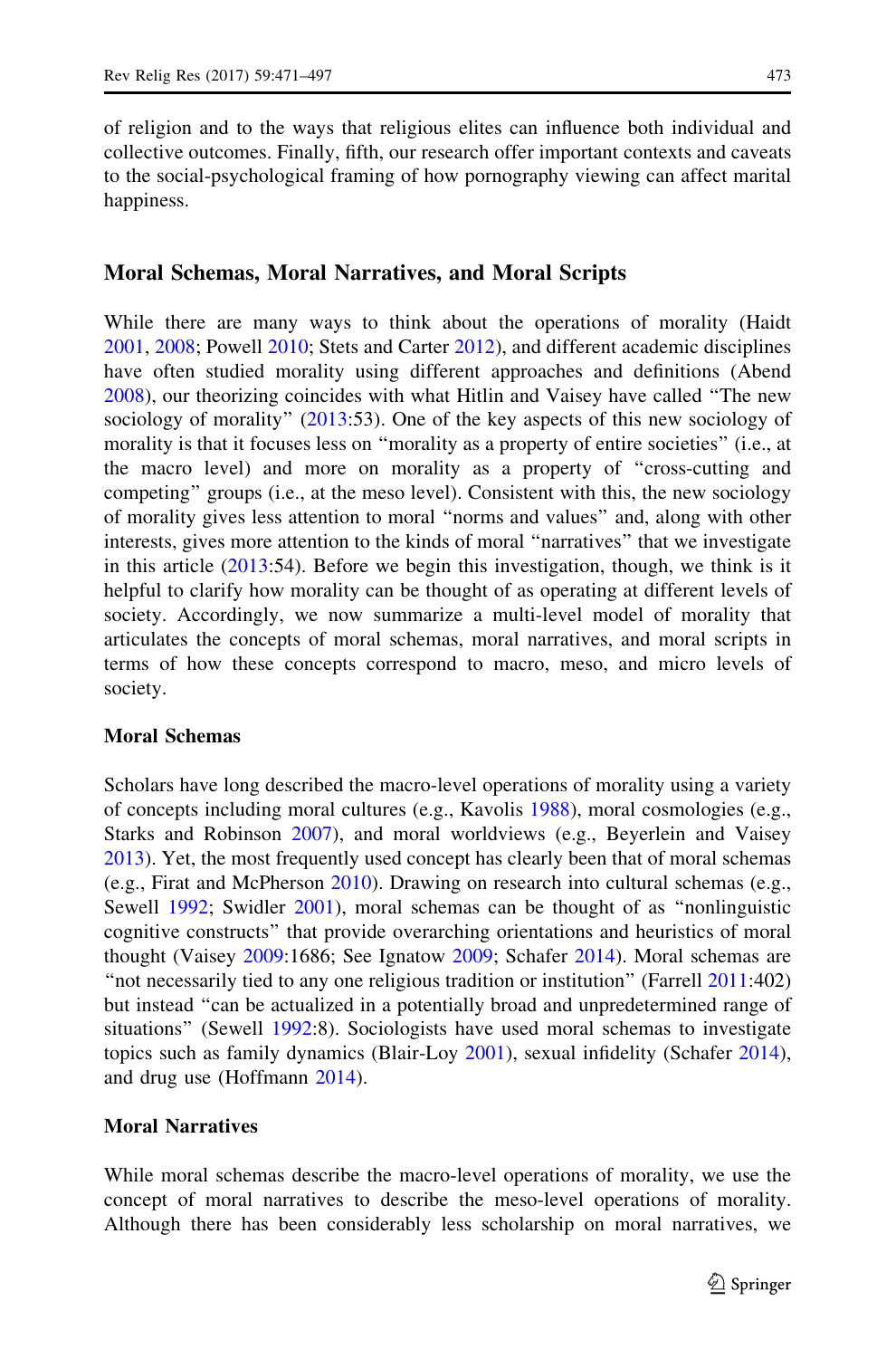of religion and to the ways that religious elites can influence both individual and collective outcomes. Finally, fifth, our research offer important contexts and caveats to the social-psychological framing of how pornography viewing can affect marital happiness.

## Moral Schemas, Moral Narratives, and Moral Scripts

While there are many ways to think about the operations of morality (Haidt 2001, 2008; Powell 2010; Stets and Carter 2012), and different academic disciplines have often studied morality using different approaches and definitions (Abend 2008), our theorizing coincides with what Hitlin and Vaisey have called "The new sociology of morality" (2013:53). One of the key aspects of this new sociology of morality is that it focuses less on "morality as a property of entire societies" (i.e., at the macro level) and more on morality as a property of "cross-cutting and competing" groups (i.e., at the meso level). Consistent with this, the new sociology of morality gives less attention to moral "norms and values" and, along with other interests, gives more attention to the kinds of moral "narratives" that we investigate in this article (2013:54). Before we begin this investigation, though, we think is it helpful to clarify how morality can be thought of as operating at different levels of society. Accordingly, we now summarize a multi-level model of morality that articulates the concepts of moral schemas, moral narratives, and moral scripts in terms of how these concepts correspond to macro, meso, and micro levels of society.

### Moral Schemas

Scholars have long described the macro-level operations of morality using a variety of concepts including moral cultures (e.g., Kavolis 1988), moral cosmologies (e.g., Starks and Robinson 2007), and moral worldviews (e.g., Beyerlein and Vaisey 2013). Yet, the most frequently used concept has clearly been that of moral schemas (e.g., Firat and McPherson 2010). Drawing on research into cultural schemas (e.g., Sewell 1992; Swidler 2001), moral schemas can be thought of as "nonlinguistic cognitive constructs" that provide overarching orientations and heuristics of moral thought (Vaisey 2009:1686; See Ignatow 2009; Schafer 2014). Moral schemas are "not necessarily tied to any one religious tradition or institution" (Farrell 2011:402) but instead "can be actualized in a potentially broad and unpredetermined range of situations" (Sewell 1992:8). Sociologists have used moral schemas to investigate topics such as family dynamics (Blair-Loy 2001), sexual infidelity (Schafer 2014), and drug use (Hoffmann 2014).

### Moral Narratives

While moral schemas describe the macro-level operations of morality, we use the concept of moral narratives to describe the meso-level operations of morality. Although there has been considerably less scholarship on moral narratives, we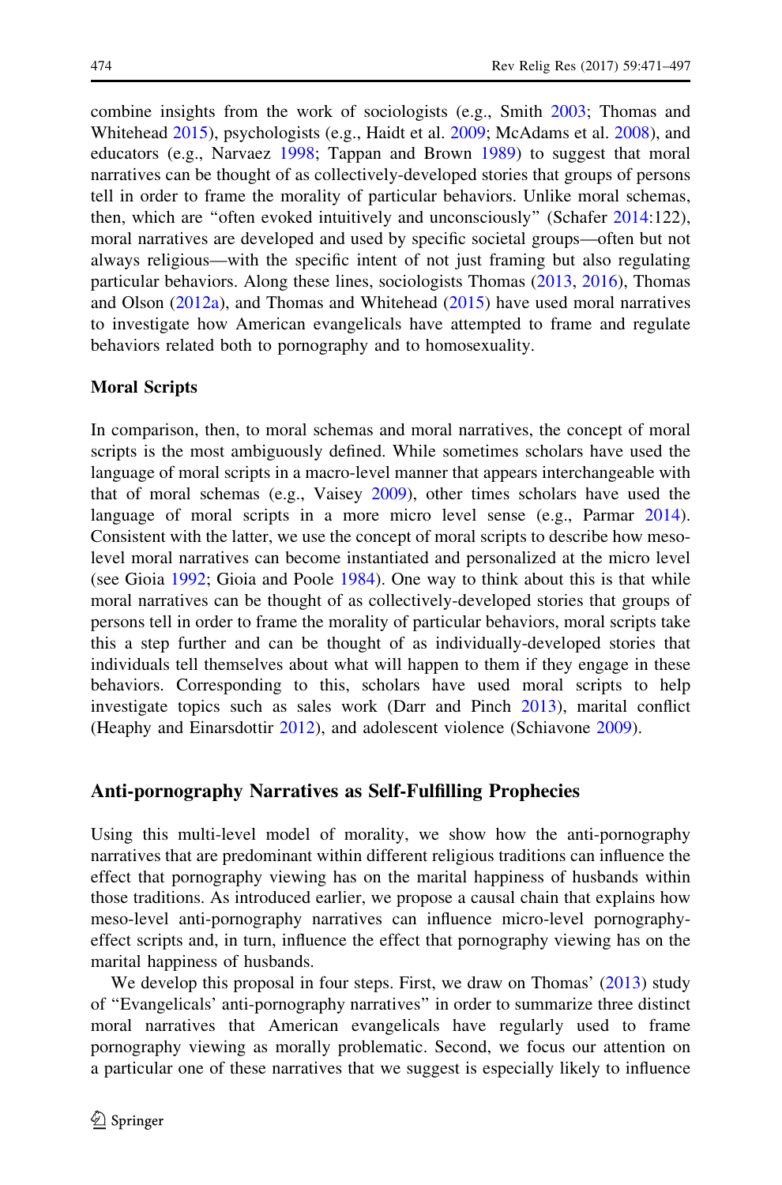combine insights from the work of sociologists (e.g., Smith 2003; Thomas and Whitehead 2015), psychologists (e.g., Haidt et al. 2009; McAdams et al. 2008), and educators (e.g., Narvaez 1998; Tappan and Brown 1989) to suggest that moral narratives can be thought of as collectively-developed stories that groups of persons tell in order to frame the morality of particular behaviors. Unlike moral schemas, then, which are "often evoked intuitively and unconsciously" (Schafer 2014:122), moral narratives are developed and used by specific societal groups—often but not always religious—with the specific intent of not just framing but also regulating particular behaviors. Along these lines, sociologists Thomas (2013, 2016), Thomas and Olson (2012a), and Thomas and Whitehead (2015) have used moral narratives to investigate how American evangelicals have attempted to frame and regulate behaviors related both to pornography and to homosexuality.

### Moral Scripts

In comparison, then, to moral schemas and moral narratives, the concept of moral scripts is the most ambiguously defined. While sometimes scholars have used the language of moral scripts in a macro-level manner that appears interchangeable with that of moral schemas (e.g., Vaisey 2009), other times scholars have used the language of moral scripts in a more micro level sense (e.g., Parmar 2014). Consistent with the latter, we use the concept of moral scripts to describe how meso-level moral narratives can become instantiated and personalized at the micro level (see Gioia 1992; Gioia and Poole 1984). One way to think about this is that while moral narratives can be thought of as collectively-developed stories that groups of persons tell in order to frame the morality of particular behaviors, moral scripts take this a step further and can be thought of as individually-developed stories that individuals tell themselves about what will happen to them if they engage in these behaviors. Corresponding to this, scholars have used moral scripts to help investigate topics such as sales work (Darr and Pinch 2013), marital conflict (Heaphy and Einarsdottir 2012), and adolescent violence (Schiavone 2009).

## Anti-pornography Narratives as Self-Fulfilling Prophecies

Using this multi-level model of morality, we show how the anti-pornography narratives that are predominant within different religious traditions can influence the effect that pornography viewing has on the marital happiness of husbands within those traditions. As introduced earlier, we propose a causal chain that explains how meso-level anti-pornography narratives can influence micro-level pornography-effect scripts and, in turn, influence the effect that pornography viewing has on the marital happiness of husbands.

We develop this proposal in four steps. First, we draw on Thomas' (2013) study of "Evangelicals' anti-pornography narratives" in order to summarize three distinct moral narratives that American evangelicals have regularly used to frame pornography viewing as morally problematic. Second, we focus our attention on a particular one of these narratives that we suggest is especially likely to influence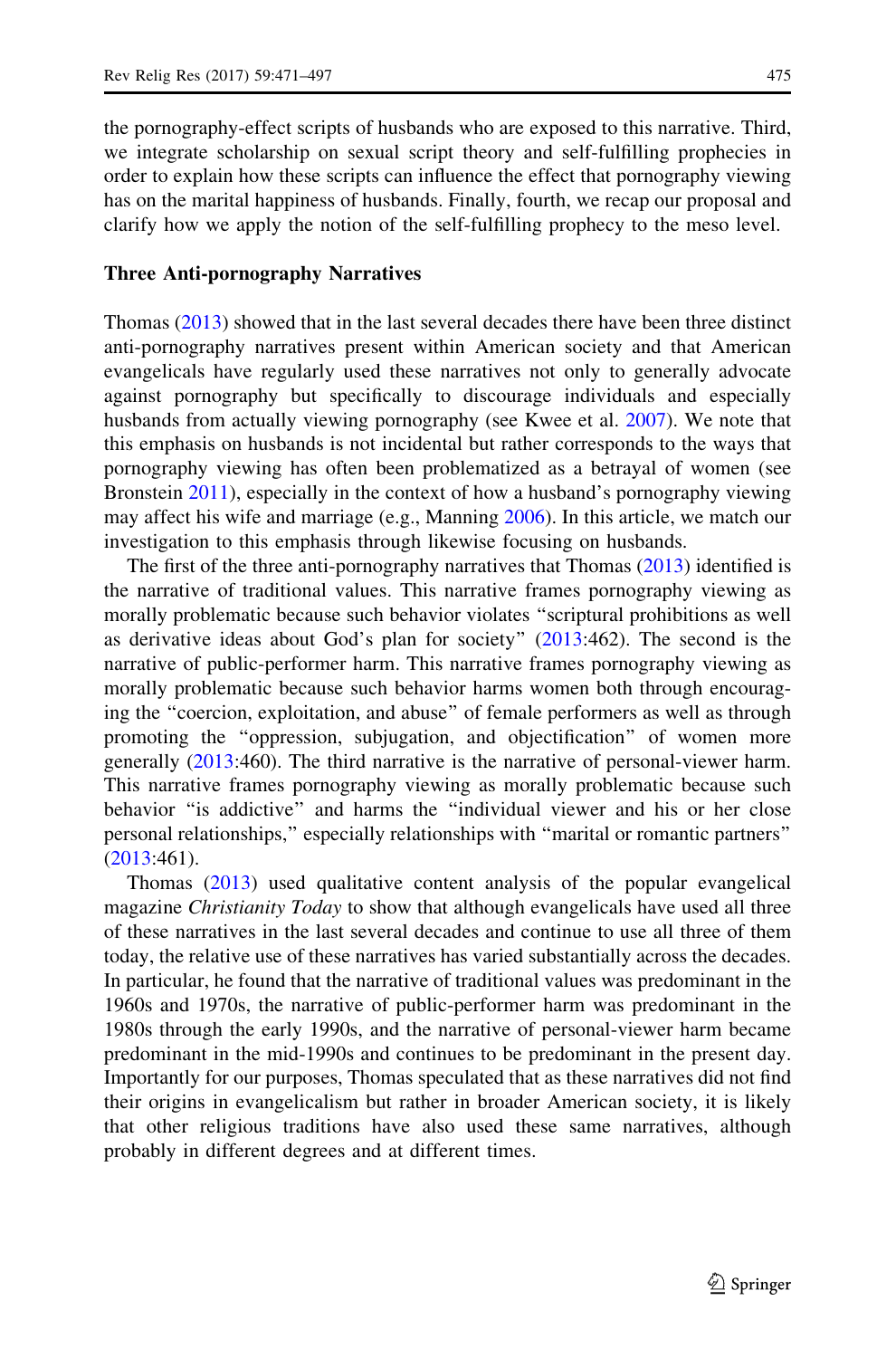the pornography-effect scripts of husbands who are exposed to this narrative. Third, we integrate scholarship on sexual script theory and self-fulfilling prophecies in order to explain how these scripts can influence the effect that pornography viewing has on the marital happiness of husbands. Finally, fourth, we recap our proposal and clarify how we apply the notion of the self-fulfilling prophecy to the meso level.

### Three Anti-pornography Narratives

Thomas (2013) showed that in the last several decades there have been three distinct anti-pornography narratives present within American society and that American evangelicals have regularly used these narratives not only to generally advocate against pornography but specifically to discourage individuals and especially husbands from actually viewing pornography (see Kwee et al. 2007). We note that this emphasis on husbands is not incidental but rather corresponds to the ways that pornography viewing has often been problematized as a betrayal of women (see Bronstein 2011), especially in the context of how a husband's pornography viewing may affect his wife and marriage (e.g., Manning 2006). In this article, we match our investigation to this emphasis through likewise focusing on husbands.

The first of the three anti-pornography narratives that Thomas (2013) identified is the narrative of traditional values. This narrative frames pornography viewing as morally problematic because such behavior violates "scriptural prohibitions as well as derivative ideas about God's plan for society" (2013:462). The second is the narrative of public-performer harm. This narrative frames pornography viewing as morally problematic because such behavior harms women both through encouraging the "coercion, exploitation, and abuse" of female performers as well as through promoting the "oppression, subjugation, and objectification" of women more generally (2013:460). The third narrative is the narrative of personal-viewer harm. This narrative frames pornography viewing as morally problematic because such behavior "is addictive" and harms the "individual viewer and his or her close personal relationships," especially relationships with "marital or romantic partners" (2013:461).

Thomas (2013) used qualitative content analysis of the popular evangelical magazine *Christianity Today* to show that although evangelicals have used all three of these narratives in the last several decades and continue to use all three of them today, the relative use of these narratives has varied substantially across the decades. In particular, he found that the narrative of traditional values was predominant in the 1960s and 1970s, the narrative of public-performer harm was predominant in the 1980s through the early 1990s, and the narrative of personal-viewer harm became predominant in the mid-1990s and continues to be predominant in the present day. Importantly for our purposes, Thomas speculated that as these narratives did not find their origins in evangelicalism but rather in broader American society, it is likely that other religious traditions have also used these same narratives, although probably in different degrees and at different times.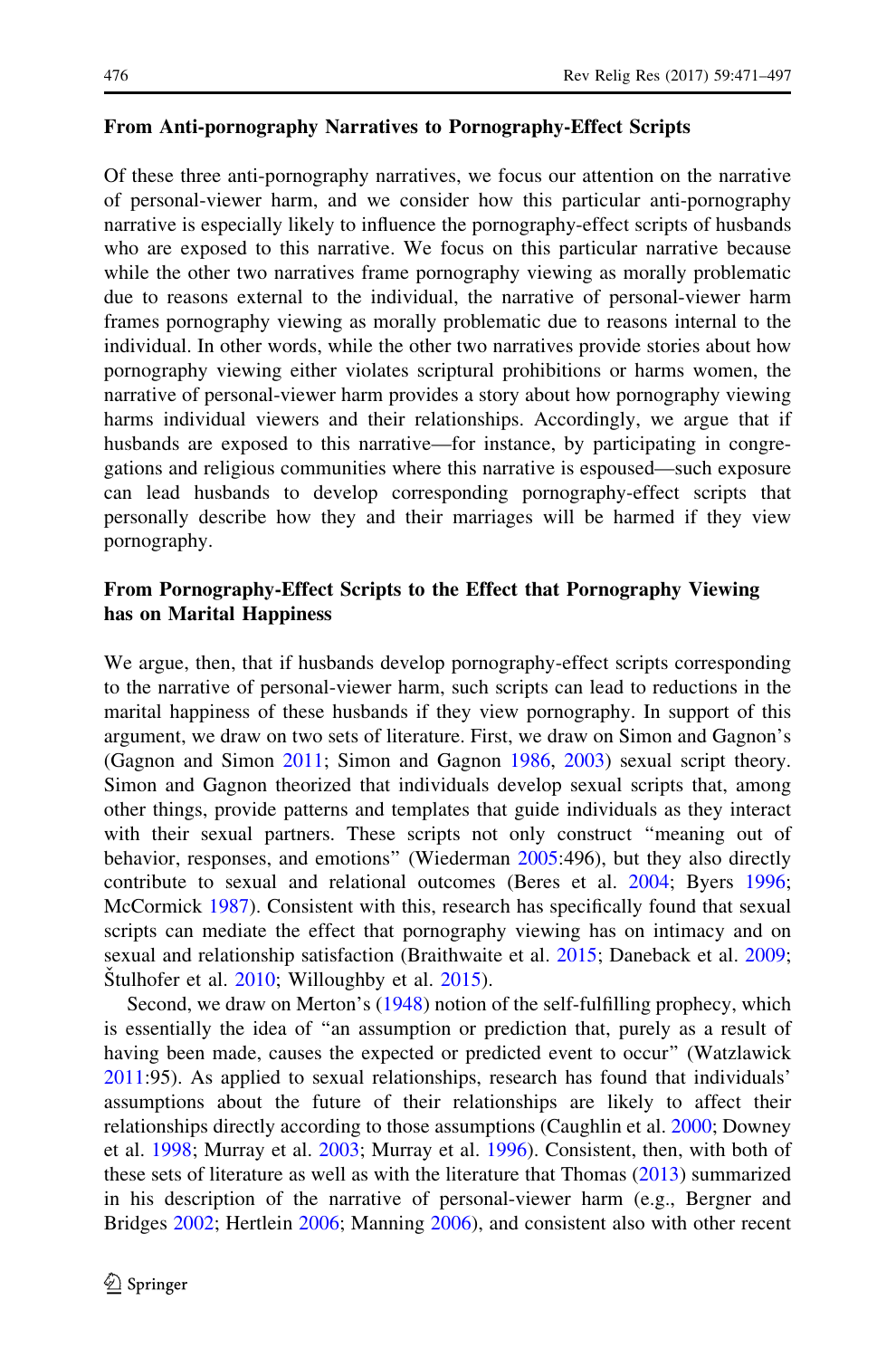### From Anti-pornography Narratives to Pornography-Effect Scripts

Of these three anti-pornography narratives, we focus our attention on the narrative of personal-viewer harm, and we consider how this particular anti-pornography narrative is especially likely to influence the pornography-effect scripts of husbands who are exposed to this narrative. We focus on this particular narrative because while the other two narratives frame pornography viewing as morally problematic due to reasons external to the individual, the narrative of personal-viewer harm frames pornography viewing as morally problematic due to reasons internal to the individual. In other words, while the other two narratives provide stories about how pornography viewing either violates scriptural prohibitions or harms women, the narrative of personal-viewer harm provides a story about how pornography viewing harms individual viewers and their relationships. Accordingly, we argue that if husbands are exposed to this narrative—for instance, by participating in congregations and religious communities where this narrative is espoused—such exposure can lead husbands to develop corresponding pornography-effect scripts that personally describe how they and their marriages will be harmed if they view pornography.

### From Pornography-Effect Scripts to the Effect that Pornography Viewing has on Marital Happiness

We argue, then, that if husbands develop pornography-effect scripts corresponding to the narrative of personal-viewer harm, such scripts can lead to reductions in the marital happiness of these husbands if they view pornography. In support of this argument, we draw on two sets of literature. First, we draw on Simon and Gagnon's (Gagnon and Simon 2011; Simon and Gagnon 1986, 2003) sexual script theory. Simon and Gagnon theorized that individuals develop sexual scripts that, among other things, provide patterns and templates that guide individuals as they interact with their sexual partners. These scripts not only construct "meaning out of behavior, responses, and emotions" (Wiederman 2005:496), but they also directly contribute to sexual and relational outcomes (Beres et al. 2004; Byers 1996; McCormick 1987). Consistent with this, research has specifically found that sexual scripts can mediate the effect that pornography viewing has on intimacy and on sexual and relationship satisfaction (Braithwaite et al. 2015; Daneback et al. 2009; Štulhofer et al. 2010; Willoughby et al. 2015).

Second, we draw on Merton's (1948) notion of the self-fulfilling prophecy, which is essentially the idea of "an assumption or prediction that, purely as a result of having been made, causes the expected or predicted event to occur" (Watzlawick 2011:95). As applied to sexual relationships, research has found that individuals' assumptions about the future of their relationships are likely to affect their relationships directly according to those assumptions (Caughlin et al. 2000; Downey et al. 1998; Murray et al. 2003; Murray et al. 1996). Consistent, then, with both of these sets of literature as well as with the literature that Thomas (2013) summarized in his description of the narrative of personal-viewer harm (e.g., Bergner and Bridges 2002; Hertlein 2006; Manning 2006), and consistent also with other recent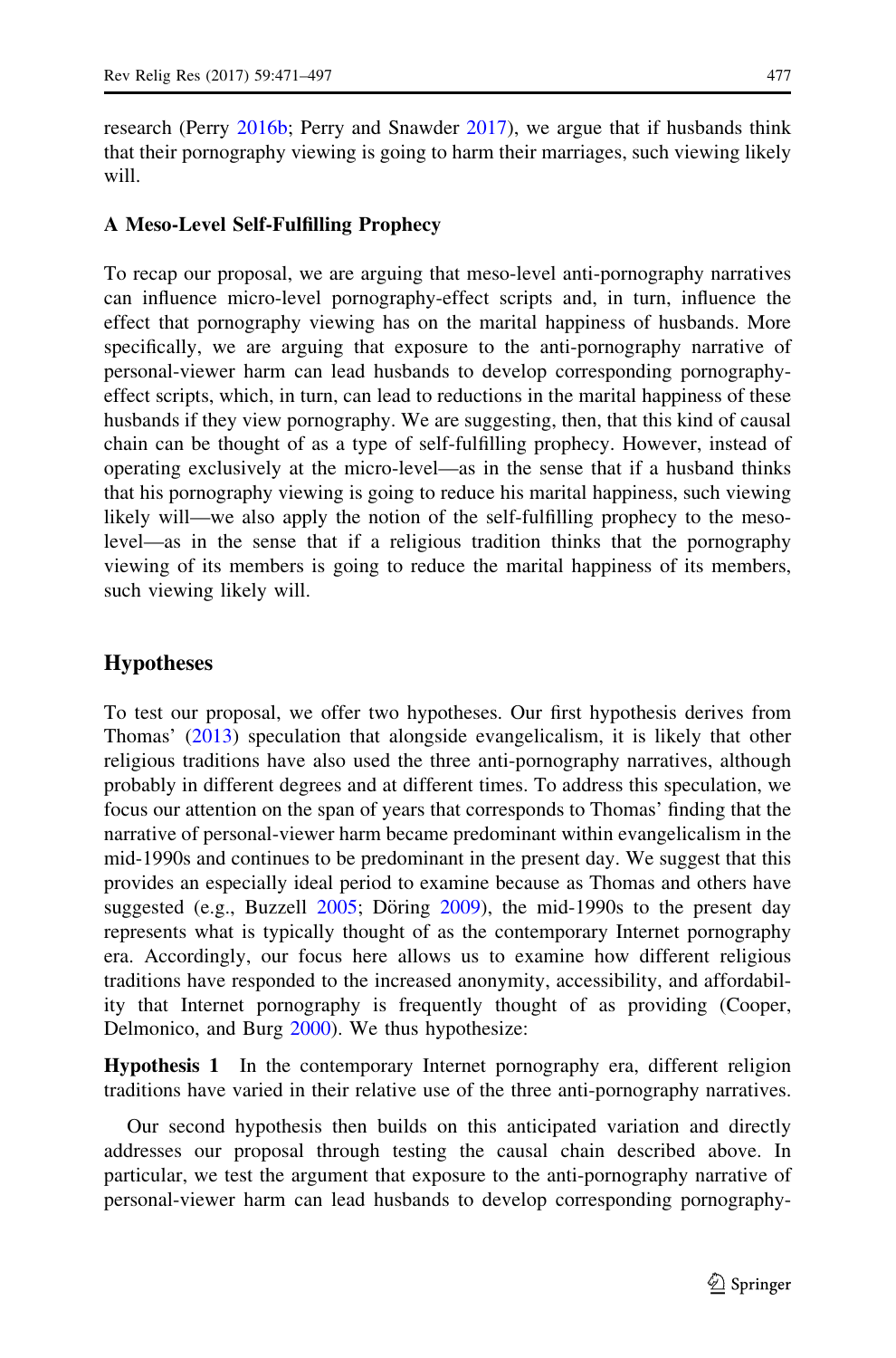research (Perry 2016b; Perry and Snawder 2017), we argue that if husbands think that their pornography viewing is going to harm their marriages, such viewing likely will.

### A Meso-Level Self-Fulfilling Prophecy

To recap our proposal, we are arguing that meso-level anti-pornography narratives can influence micro-level pornography-effect scripts and, in turn, influence the effect that pornography viewing has on the marital happiness of husbands. More specifically, we are arguing that exposure to the anti-pornography narrative of personal-viewer harm can lead husbands to develop corresponding pornography-effect scripts, which, in turn, can lead to reductions in the marital happiness of these husbands if they view pornography. We are suggesting, then, that this kind of causal chain can be thought of as a type of self-fulfilling prophecy. However, instead of operating exclusively at the micro-level—as in the sense that if a husband thinks that his pornography viewing is going to reduce his marital happiness, such viewing likely will—we also apply the notion of the self-fulfilling prophecy to the meso-level—as in the sense that if a religious tradition thinks that the pornography viewing of its members is going to reduce the marital happiness of its members, such viewing likely will.

## Hypotheses

To test our proposal, we offer two hypotheses. Our first hypothesis derives from Thomas' (2013) speculation that alongside evangelicalism, it is likely that other religious traditions have also used the three anti-pornography narratives, although probably in different degrees and at different times. To address this speculation, we focus our attention on the span of years that corresponds to Thomas' finding that the narrative of personal-viewer harm became predominant within evangelicalism in the mid-1990s and continues to be predominant in the present day. We suggest that this provides an especially ideal period to examine because as Thomas and others have suggested (e.g., Buzzell 2005; Döring 2009), the mid-1990s to the present day represents what is typically thought of as the contemporary Internet pornography era. Accordingly, our focus here allows us to examine how different religious traditions have responded to the increased anonymity, accessibility, and affordability that Internet pornography is frequently thought of as providing (Cooper, Delmonico, and Burg 2000). We thus hypothesize:

**Hypothesis 1** In the contemporary Internet pornography era, different religion traditions have varied in their relative use of the three anti-pornography narratives.

Our second hypothesis then builds on this anticipated variation and directly addresses our proposal through testing the causal chain described above. In particular, we test the argument that exposure to the anti-pornography narrative of personal-viewer harm can lead husbands to develop corresponding pornography-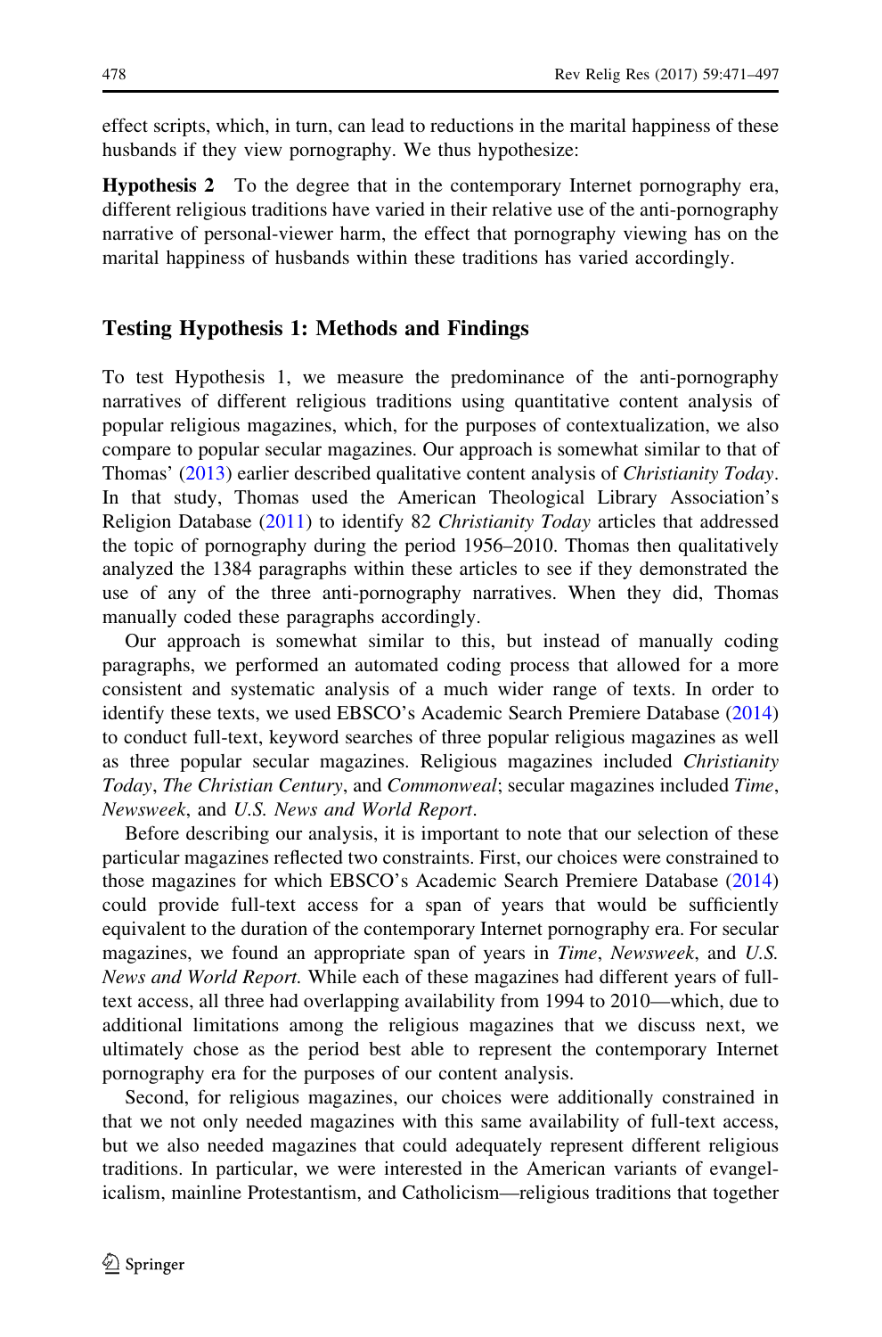effect scripts, which, in turn, can lead to reductions in the marital happiness of these husbands if they view pornography. We thus hypothesize:

**Hypothesis 2** To the degree that in the contemporary Internet pornography era, different religious traditions have varied in their relative use of the anti-pornography narrative of personal-viewer harm, the effect that pornography viewing has on the marital happiness of husbands within these traditions has varied accordingly.

## Testing Hypothesis 1: Methods and Findings

To test Hypothesis 1, we measure the predominance of the anti-pornography narratives of different religious traditions using quantitative content analysis of popular religious magazines, which, for the purposes of contextualization, we also compare to popular secular magazines. Our approach is somewhat similar to that of Thomas' (2013) earlier described qualitative content analysis of *Christianity Today*. In that study, Thomas used the American Theological Library Association's Religion Database (2011) to identify 82 *Christianity Today* articles that addressed the topic of pornography during the period 1956–2010. Thomas then qualitatively analyzed the 1384 paragraphs within these articles to see if they demonstrated the use of any of the three anti-pornography narratives. When they did, Thomas manually coded these paragraphs accordingly.

Our approach is somewhat similar to this, but instead of manually coding paragraphs, we performed an automated coding process that allowed for a more consistent and systematic analysis of a much wider range of texts. In order to identify these texts, we used EBSCO's Academic Search Premiere Database (2014) to conduct full-text, keyword searches of three popular religious magazines as well as three popular secular magazines. Religious magazines included *Christianity Today*, *The Christian Century*, and *Commonweal*; secular magazines included *Time*, *Newsweek*, and *U.S. News and World Report*.

Before describing our analysis, it is important to note that our selection of these particular magazines reflected two constraints. First, our choices were constrained to those magazines for which EBSCO's Academic Search Premiere Database (2014) could provide full-text access for a span of years that would be sufficiently equivalent to the duration of the contemporary Internet pornography era. For secular magazines, we found an appropriate span of years in *Time*, *Newsweek*, and *U.S. News and World Report.* While each of these magazines had different years of full-text access, all three had overlapping availability from 1994 to 2010—which, due to additional limitations among the religious magazines that we discuss next, we ultimately chose as the period best able to represent the contemporary Internet pornography era for the purposes of our content analysis.

Second, for religious magazines, our choices were additionally constrained in that we not only needed magazines with this same availability of full-text access, but we also needed magazines that could adequately represent different religious traditions. In particular, we were interested in the American variants of evangelicalism, mainline Protestantism, and Catholicism—religious traditions that together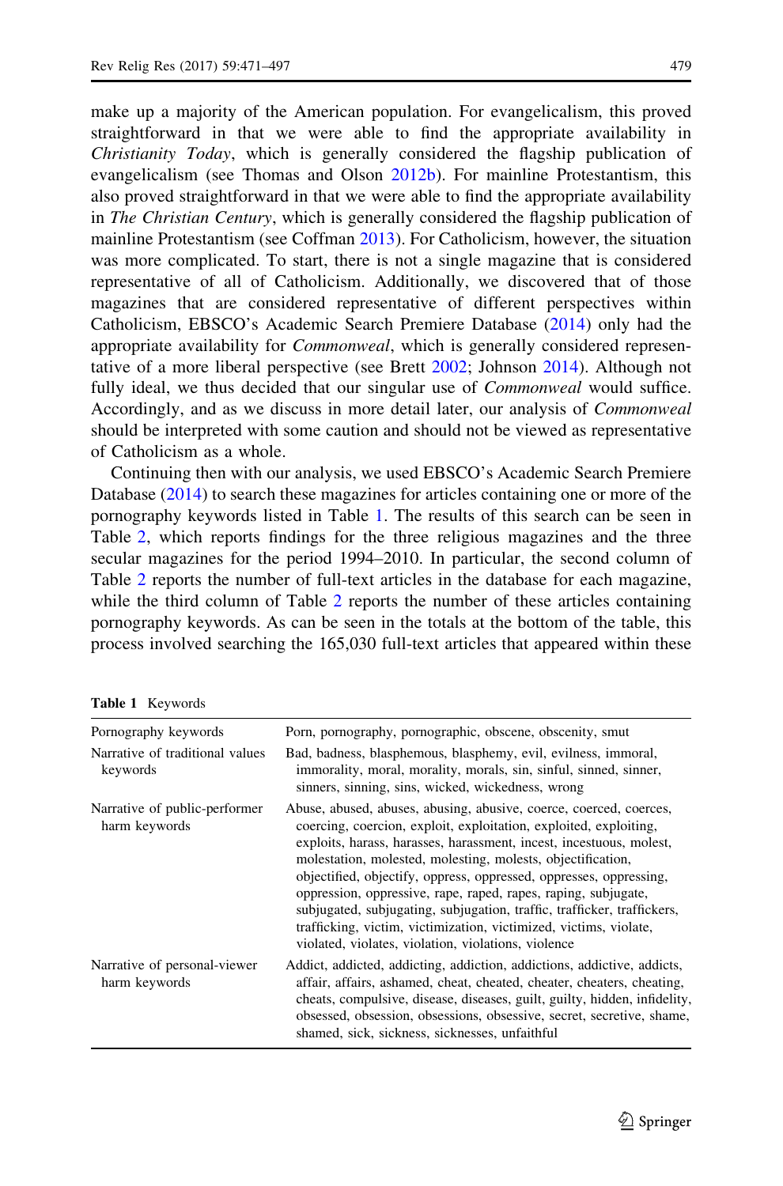make up a majority of the American population. For evangelicalism, this proved straightforward in that we were able to find the appropriate availability in *Christianity Today*, which is generally considered the flagship publication of evangelicalism (see Thomas and Olson 2012b). For mainline Protestantism, this also proved straightforward in that we were able to find the appropriate availability in *The Christian Century*, which is generally considered the flagship publication of mainline Protestantism (see Coffman 2013). For Catholicism, however, the situation was more complicated. To start, there is not a single magazine that is considered representative of all of Catholicism. Additionally, we discovered that of those magazines that are considered representative of different perspectives within Catholicism, EBSCO's Academic Search Premiere Database (2014) only had the appropriate availability for *Commonweal*, which is generally considered representative of a more liberal perspective (see Brett 2002; Johnson 2014). Although not fully ideal, we thus decided that our singular use of *Commonweal* would suffice. Accordingly, and as we discuss in more detail later, our analysis of *Commonweal* should be interpreted with some caution and should not be viewed as representative of Catholicism as a whole.

Continuing then with our analysis, we used EBSCO's Academic Search Premiere Database (2014) to search these magazines for articles containing one or more of the pornography keywords listed in Table 1. The results of this search can be seen in Table 2, which reports findings for the three religious magazines and the three secular magazines for the period 1994–2010. In particular, the second column of Table 2 reports the number of full-text articles in the database for each magazine, while the third column of Table 2 reports the number of these articles containing pornography keywords. As can be seen in the totals at the bottom of the table, this process involved searching the 165,030 full-text articles that appeared within these

**Table 1** Keywords

| | |
|---|---|
| Pornography keywords | Porn, pornography, pornographic, obscene, obscenity, smut |
| Narrative of traditional values keywords | Bad, badness, blasphemous, blasphemy, evil, evilness, immoral, immorality, moral, morality, morals, sin, sinful, sinned, sinner, sinners, sinning, sins, wicked, wickedness, wrong |
| Narrative of public-performer harm keywords | Abuse, abused, abuses, abusing, abusive, coerce, coerced, coerces, coercing, coercion, exploit, exploitation, exploited, exploiting, exploits, harass, harasses, harassment, incest, incestuous, molest, molestation, molested, molesting, molests, objectification, objectified, objectify, oppress, oppressed, oppresses, oppressing, oppression, oppressive, rape, raped, rapes, raping, subjugate, subjugated, subjugating, subjugation, traffic, trafficker, traffickers, trafficking, victim, victimization, victimized, victims, violate, violated, violates, violation, violations, violence |
| Narrative of personal-viewer harm keywords | Addict, addicted, addicting, addiction, addictions, addictive, addicts, affair, affairs, ashamed, cheat, cheated, cheater, cheaters, cheating, cheats, compulsive, disease, diseases, guilt, guilty, hidden, infidelity, obsessed, obsession, obsessions, obsessive, secret, secretive, shame, shamed, sick, sickness, sicknesses, unfaithful |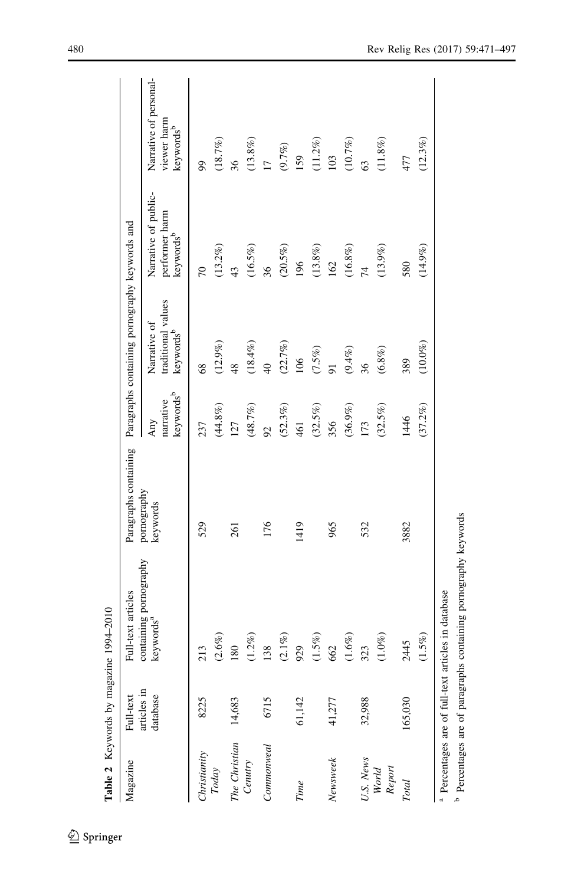**Table 2** Keywords by magazine 1994–2010

| Magazine | Full-text articles in database | Full-text articles containing pornography keywords[a] | Paragraphs containing pornography keywords | Paragraphs containing pornography keywords and | | | |
|---|---|---|---|---|---|---|---|
| | | | | Any narrative keywords[b] | Narrative of traditional values keywords[b] | Narrative of public-performer harm keywords[b] | Narrative of personal-viewer harm keywords[b] |
| *Christianity Today* | 8225 | 213 (2.6%) | 529 | 237 (44.8%) | 68 (12.9%) | 70 (13.2%) | 99 (18.7%) |
| *The Christian Cenutry* | 14,683 | 180 (1.2%) | 261 | 127 (48.7%) | 48 (18.4%) | 43 (16.5%) | 36 (13.8%) |
| *Commonweal* | 6715 | 138 (2.1%) | 176 | 92 (52.3%) | 40 (22.7%) | 36 (20.5%) | 17 (9.7%) |
| *Time* | 61,142 | 929 (1.5%) | 1419 | 461 (32.5%) | 106 (7.5%) | 196 (13.8%) | 159 (11.2%) |
| *Newsweek* | 41,277 | 662 (1.6%) | 965 | 356 (36.9%) | 91 (9.4%) | 162 (16.8%) | 103 (10.7%) |
| *U.S. News World Report* | 32,988 | 323 (1.0%) | 532 | 173 (32.5%) | 36 (6.8%) | 74 (13.9%) | 63 (11.8%) |
| *Total* | 165,030 | 2445 (1.5%) | 3882 | 1446 (37.2%) | 389 (10.0%) | 580 (14.9%) | 477 (12.3%) |

[a] Percentages are of full-text articles in database

[b] Percentages are of paragraphs containing pornography keywords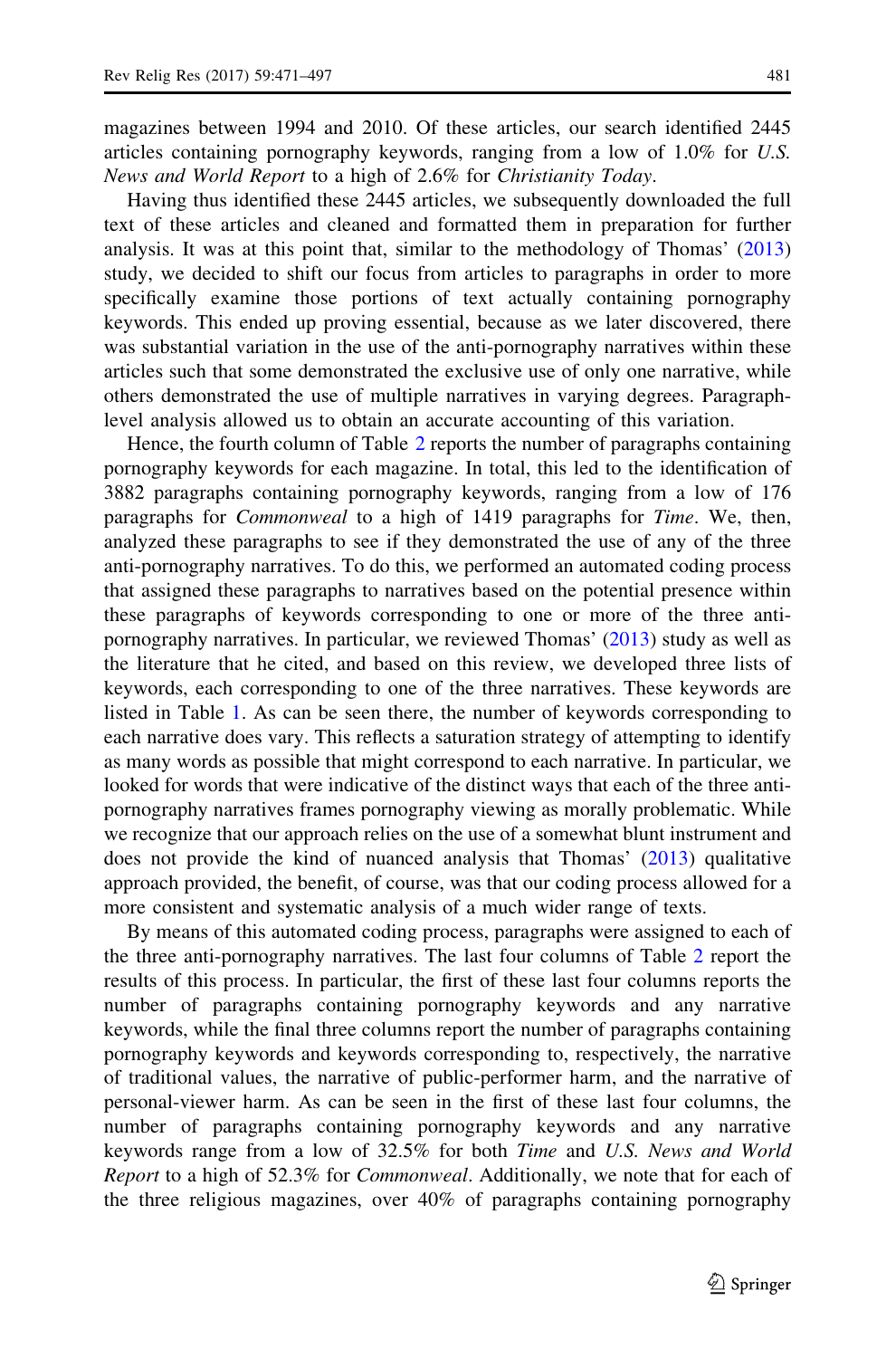magazines between 1994 and 2010. Of these articles, our search identified 2445 articles containing pornography keywords, ranging from a low of 1.0% for *U.S. News and World Report* to a high of 2.6% for *Christianity Today*.

Having thus identified these 2445 articles, we subsequently downloaded the full text of these articles and cleaned and formatted them in preparation for further analysis. It was at this point that, similar to the methodology of Thomas' (2013) study, we decided to shift our focus from articles to paragraphs in order to more specifically examine those portions of text actually containing pornography keywords. This ended up proving essential, because as we later discovered, there was substantial variation in the use of the anti-pornography narratives within these articles such that some demonstrated the exclusive use of only one narrative, while others demonstrated the use of multiple narratives in varying degrees. Paragraph-level analysis allowed us to obtain an accurate accounting of this variation.

Hence, the fourth column of Table 2 reports the number of paragraphs containing pornography keywords for each magazine. In total, this led to the identification of 3882 paragraphs containing pornography keywords, ranging from a low of 176 paragraphs for *Commonweal* to a high of 1419 paragraphs for *Time*. We, then, analyzed these paragraphs to see if they demonstrated the use of any of the three anti-pornography narratives. To do this, we performed an automated coding process that assigned these paragraphs to narratives based on the potential presence within these paragraphs of keywords corresponding to one or more of the three anti-pornography narratives. In particular, we reviewed Thomas' (2013) study as well as the literature that he cited, and based on this review, we developed three lists of keywords, each corresponding to one of the three narratives. These keywords are listed in Table 1. As can be seen there, the number of keywords corresponding to each narrative does vary. This reflects a saturation strategy of attempting to identify as many words as possible that might correspond to each narrative. In particular, we looked for words that were indicative of the distinct ways that each of the three anti-pornography narratives frames pornography viewing as morally problematic. While we recognize that our approach relies on the use of a somewhat blunt instrument and does not provide the kind of nuanced analysis that Thomas' (2013) qualitative approach provided, the benefit, of course, was that our coding process allowed for a more consistent and systematic analysis of a much wider range of texts.

By means of this automated coding process, paragraphs were assigned to each of the three anti-pornography narratives. The last four columns of Table 2 report the results of this process. In particular, the first of these last four columns reports the number of paragraphs containing pornography keywords and any narrative keywords, while the final three columns report the number of paragraphs containing pornography keywords and keywords corresponding to, respectively, the narrative of traditional values, the narrative of public-performer harm, and the narrative of personal-viewer harm. As can be seen in the first of these last four columns, the number of paragraphs containing pornography keywords and any narrative keywords range from a low of 32.5% for both *Time* and *U.S. News and World Report* to a high of 52.3% for *Commonweal*. Additionally, we note that for each of the three religious magazines, over 40% of paragraphs containing pornography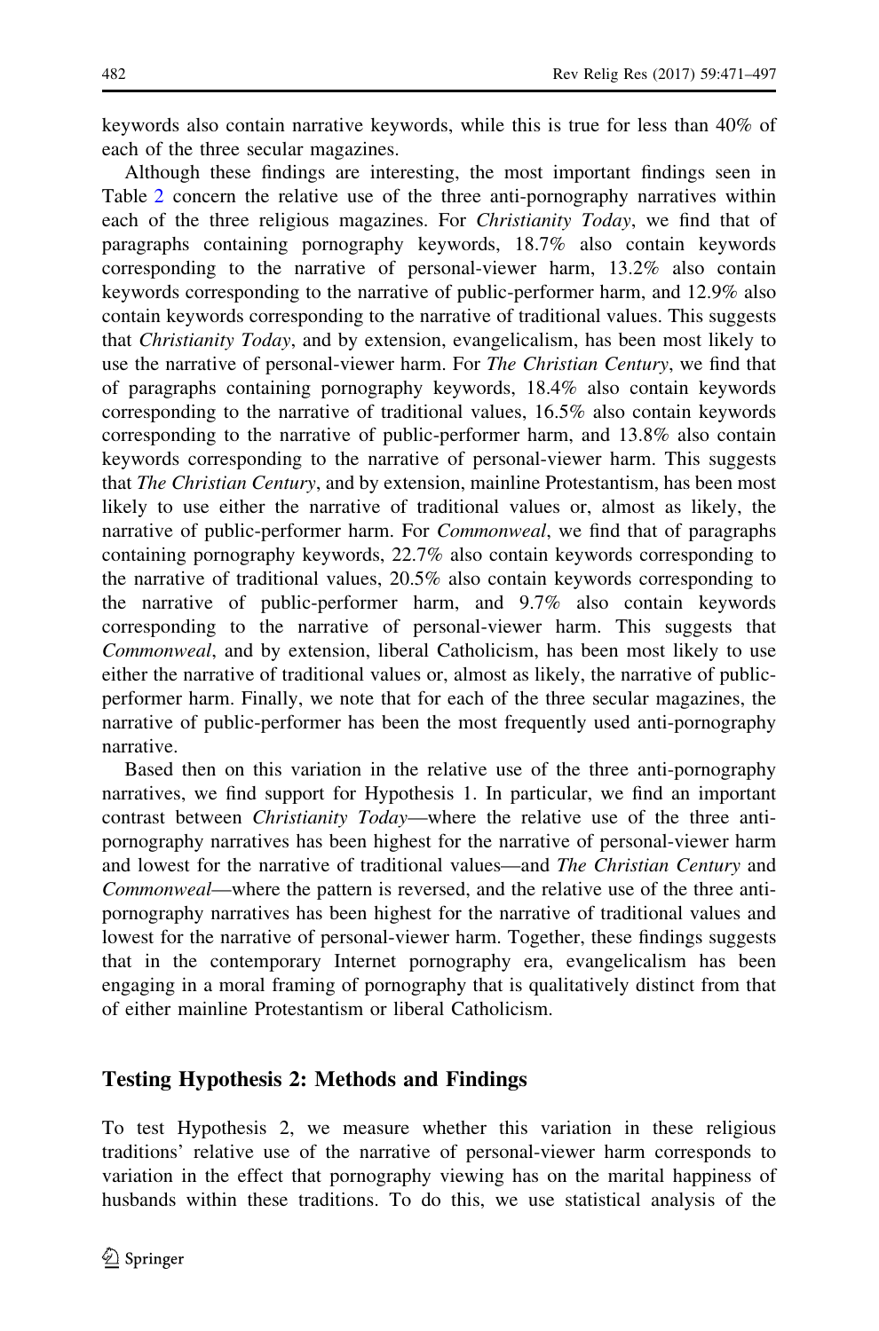keywords also contain narrative keywords, while this is true for less than 40% of each of the three secular magazines.

Although these findings are interesting, the most important findings seen in Table 2 concern the relative use of the three anti-pornography narratives within each of the three religious magazines. For *Christianity Today*, we find that of paragraphs containing pornography keywords, 18.7% also contain keywords corresponding to the narrative of personal-viewer harm, 13.2% also contain keywords corresponding to the narrative of public-performer harm, and 12.9% also contain keywords corresponding to the narrative of traditional values. This suggests that *Christianity Today*, and by extension, evangelicalism, has been most likely to use the narrative of personal-viewer harm. For *The Christian Century*, we find that of paragraphs containing pornography keywords, 18.4% also contain keywords corresponding to the narrative of traditional values, 16.5% also contain keywords corresponding to the narrative of public-performer harm, and 13.8% also contain keywords corresponding to the narrative of personal-viewer harm. This suggests that *The Christian Century*, and by extension, mainline Protestantism, has been most likely to use either the narrative of traditional values or, almost as likely, the narrative of public-performer harm. For *Commonweal*, we find that of paragraphs containing pornography keywords, 22.7% also contain keywords corresponding to the narrative of traditional values, 20.5% also contain keywords corresponding to the narrative of public-performer harm, and 9.7% also contain keywords corresponding to the narrative of personal-viewer harm. This suggests that *Commonweal*, and by extension, liberal Catholicism, has been most likely to use either the narrative of traditional values or, almost as likely, the narrative of public-performer harm. Finally, we note that for each of the three secular magazines, the narrative of public-performer has been the most frequently used anti-pornography narrative.

Based then on this variation in the relative use of the three anti-pornography narratives, we find support for Hypothesis 1. In particular, we find an important contrast between *Christianity Today*—where the relative use of the three anti-pornography narratives has been highest for the narrative of personal-viewer harm and lowest for the narrative of traditional values—and *The Christian Century* and *Commonweal*—where the pattern is reversed, and the relative use of the three anti-pornography narratives has been highest for the narrative of traditional values and lowest for the narrative of personal-viewer harm. Together, these findings suggests that in the contemporary Internet pornography era, evangelicalism has been engaging in a moral framing of pornography that is qualitatively distinct from that of either mainline Protestantism or liberal Catholicism.

## Testing Hypothesis 2: Methods and Findings

To test Hypothesis 2, we measure whether this variation in these religious traditions' relative use of the narrative of personal-viewer harm corresponds to variation in the effect that pornography viewing has on the marital happiness of husbands within these traditions. To do this, we use statistical analysis of the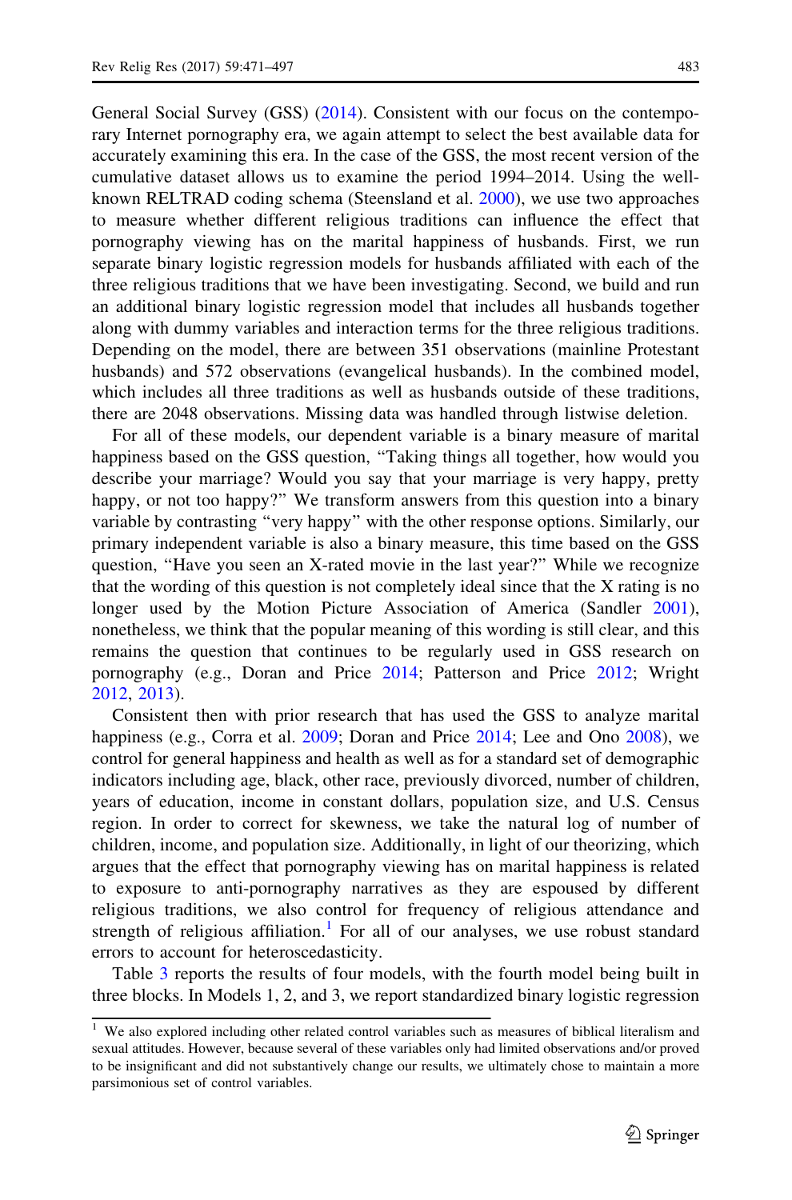General Social Survey (GSS) (2014). Consistent with our focus on the contemporary Internet pornography era, we again attempt to select the best available data for accurately examining this era. In the case of the GSS, the most recent version of the cumulative dataset allows us to examine the period 1994–2014. Using the well-known RELTRAD coding schema (Steensland et al. 2000), we use two approaches to measure whether different religious traditions can influence the effect that pornography viewing has on the marital happiness of husbands. First, we run separate binary logistic regression models for husbands affiliated with each of the three religious traditions that we have been investigating. Second, we build and run an additional binary logistic regression model that includes all husbands together along with dummy variables and interaction terms for the three religious traditions. Depending on the model, there are between 351 observations (mainline Protestant husbands) and 572 observations (evangelical husbands). In the combined model, which includes all three traditions as well as husbands outside of these traditions, there are 2048 observations. Missing data was handled through listwise deletion.

For all of these models, our dependent variable is a binary measure of marital happiness based on the GSS question, "Taking things all together, how would you describe your marriage? Would you say that your marriage is very happy, pretty happy, or not too happy?" We transform answers from this question into a binary variable by contrasting "very happy" with the other response options. Similarly, our primary independent variable is also a binary measure, this time based on the GSS question, "Have you seen an X-rated movie in the last year?" While we recognize that the wording of this question is not completely ideal since that the X rating is no longer used by the Motion Picture Association of America (Sandler 2001), nonetheless, we think that the popular meaning of this wording is still clear, and this remains the question that continues to be regularly used in GSS research on pornography (e.g., Doran and Price 2014; Patterson and Price 2012; Wright 2012, 2013).

Consistent then with prior research that has used the GSS to analyze marital happiness (e.g., Corra et al. 2009; Doran and Price 2014; Lee and Ono 2008), we control for general happiness and health as well as for a standard set of demographic indicators including age, black, other race, previously divorced, number of children, years of education, income in constant dollars, population size, and U.S. Census region. In order to correct for skewness, we take the natural log of number of children, income, and population size. Additionally, in light of our theorizing, which argues that the effect that pornography viewing has on marital happiness is related to exposure to anti-pornography narratives as they are espoused by different religious traditions, we also control for frequency of religious attendance and strength of religious affiliation.[1] For all of our analyses, we use robust standard errors to account for heteroscedasticity.

Table 3 reports the results of four models, with the fourth model being built in three blocks. In Models 1, 2, and 3, we report standardized binary logistic regression

---

[1] We also explored including other related control variables such as measures of biblical literalism and sexual attitudes. However, because several of these variables only had limited observations and/or proved to be insignificant and did not substantively change our results, we ultimately chose to maintain a more parsimonious set of control variables.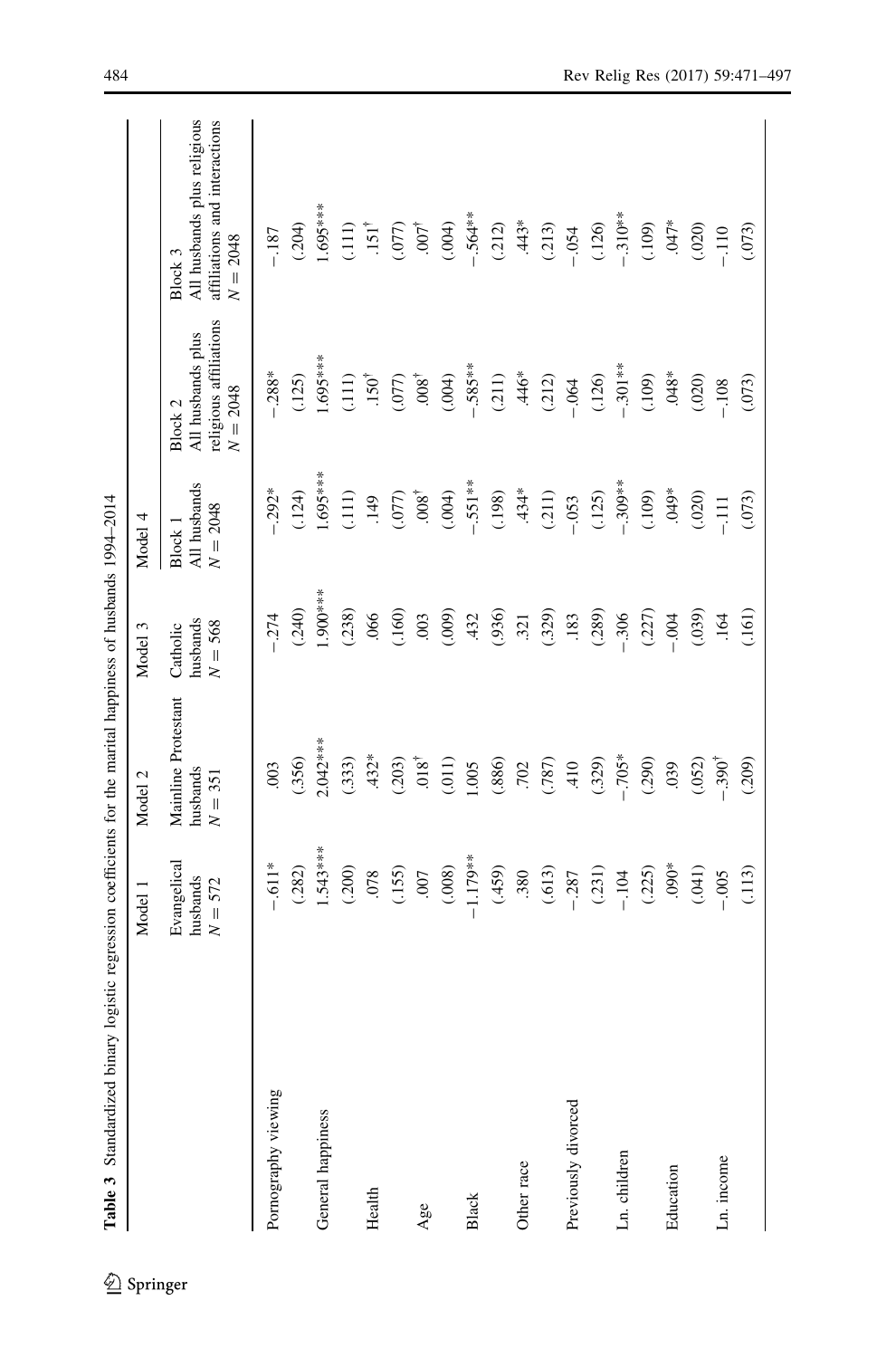**Table 3** Standardized binary logistic regression coefficients for the marital happiness of husbands 1994–2014

| | Model 1 | Model 2 | Model 3 | Model 4 | | |
|---|---|---|---|---|---|---|
| | Evangelical husbands $N = 572$ | Mainline Protestant husbands $N = 351$ | Catholic husbands $N = 568$ | Block 1 All husbands $N = 2048$ | Block 2 All husbands plus religious affiliations $N = 2048$ | Block 3 All husbands plus religious affiliations and interactions $N = 2048$ |
| Pornography viewing | −.611* | .003 | −.274 | −.292* | −.288* | −.187 |
| | (.282) | (.356) | (.240) | (.124) | (.125) | (.204) |
| General happiness | 1.543*** | 2.042*** | 1.900*** | 1.695*** | 1.695*** | 1.695*** |
| | (.200) | (.333) | (.238) | (.111) | (.111) | (.111) |
| Health | .078 | .432* | .066 | .149 | .150† | .151† |
| | (.155) | (.203) | (.160) | (.077) | (.077) | (.077) |
| Age | .007 | .018† | .003 | .008† | .008† | .007† |
| | (.008) | (.011) | (.009) | (.004) | (.004) | (.004) |
| Black | −1.179** | 1.005 | .432 | −.551** | −.585** | −.564** |
| | (.459) | (.886) | (.936) | (.198) | (.211) | (.212) |
| Other race | .380 | .702 | .321 | .434* | .446* | .443* |
| | (.613) | (.787) | (.329) | (.211) | (.212) | (.213) |
| Previously divorced | −.287 | .410 | .183 | −.053 | −.064 | −.054 |
| | (.231) | (.329) | (.289) | (.125) | (.126) | (.126) |
| Ln. children | −.104 | −.705* | −.306 | −.309** | −.301** | −.310** |
| | (.225) | (.290) | (.227) | (.109) | (.109) | (.109) |
| Education | .090* | .039 | −.004 | .049* | .048* | .047* |
| | (.041) | (.052) | (.039) | (.020) | (.020) | (.020) |
| Ln. income | −.005 | −.390† | .164 | −.111 | −.108 | −.110 |
| | (.113) | (.209) | (.161) | (.073) | (.073) | (.073) |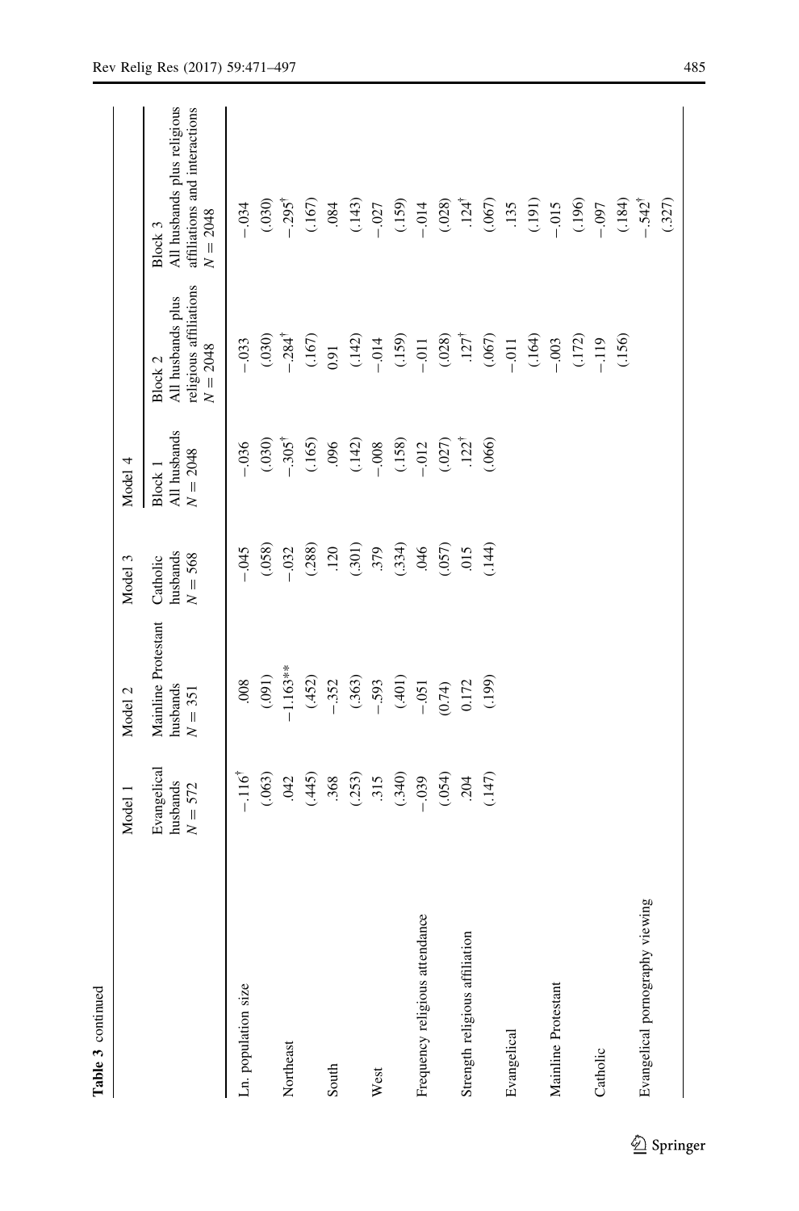**Table 3** continued

| | Model 1 | Model 2 | Model 3 | Model 4 | | |
|---|---|---|---|---|---|---|
| | Evangelical husbands $N = 572$ | Mainline Protestant husbands $N = 351$ | Catholic husbands $N = 568$ | Block 1 All husbands $N = 2048$ | Block 2 All husbands plus religious affiliations $N = 2048$ | Block 3 All husbands plus religious affiliations and interactions $N = 2048$ |
| Ln. population size | −.116[†] | .008 | −.045 | −.036 | −.033 | −.034 |
| | (.063) | (.091) | (.058) | (.030) | (.030) | (.030) |
| Northeast | .042 | −1.163** | −.032 | −.305[†] | −.284[†] | −.295[†] |
| | (.445) | (.452) | (.288) | (.165) | (.167) | (.167) |
| South | .368 | −.352 | .120 | .096 | 0.91 | .084 |
| | (.253) | (.363) | (.301) | (.142) | (.142) | (.143) |
| West | .315 | −.593 | .379 | −.008 | −.014 | −.027 |
| | (.340) | (.401) | (.334) | (.158) | (.159) | (.159) |
| Frequency religious attendance | −.039 | −.051 | .046 | −.012 | −.011 | −.014 |
| | (.054) | (0.74) | (.057) | (.027) | (.028) | (.028) |
| Strength religious affiliation | .204 | 0.172 | .015 | .122[†] | .127[†] | .124[†] |
| | (.147) | (.199) | (.144) | (.066) | (.067) | (.067) |
| Evangelical | | | | | −.011 | .135 |
| | | | | | (.164) | (.191) |
| Mainline Protestant | | | | | −.003 | −.015 |
| | | | | | (.172) | (.196) |
| Catholic | | | | | −.119 | −.097 |
| | | | | | (.156) | (.184) |
| Evangelical pornography viewing | | | | | | −.542[†] |
| | | | | | | (.327) |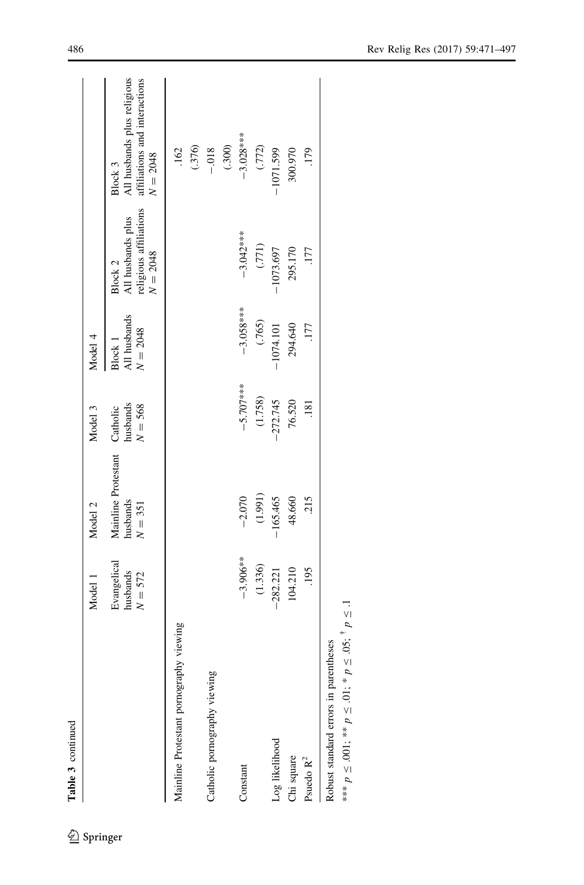**Table 3** continued

| | Model 1 | Model 2 | Model 3 | Model 4 | | |
|---|---|---|---|---|---|---|
| | Evangelical husbands $N = 572$ | Mainline Protestant husbands $N = 351$ | Catholic husbands $N = 568$ | Block 1 All husbands $N = 2048$ | Block 2 All husbands plus religious affiliations $N = 2048$ | Block 3 All husbands plus religious affiliations and interactions $N = 2048$ |
| Mainline Protestant pornography viewing | | | | | | .162 |
| | | | | | | (.376) |
| Catholic pornography viewing | | | | | | −.018 |
| | | | | | | (.300) |
| Constant | −3.906** | −2.070 | −5.707*** | −3.058*** | −3.042*** | −3.028*** |
| | (1.336) | (1.991) | (1.758) | (.765) | (.771) | (.772) |
| Log likelihood | −282.221 | −165.465 | −272.745 | −1074.101 | −1073.697 | −1071.599 |
| Chi square | 104.210 | 48.660 | 76.520 | 294.640 | 295.170 | 300.970 |
| Psuedo $R^2$ | .195 | .215 | .181 | .177 | .177 | .179 |

Robust standard errors in parentheses

*** $p \leq .001$; ** $p \leq .01$; * $p \leq .05$; † $p \leq .1$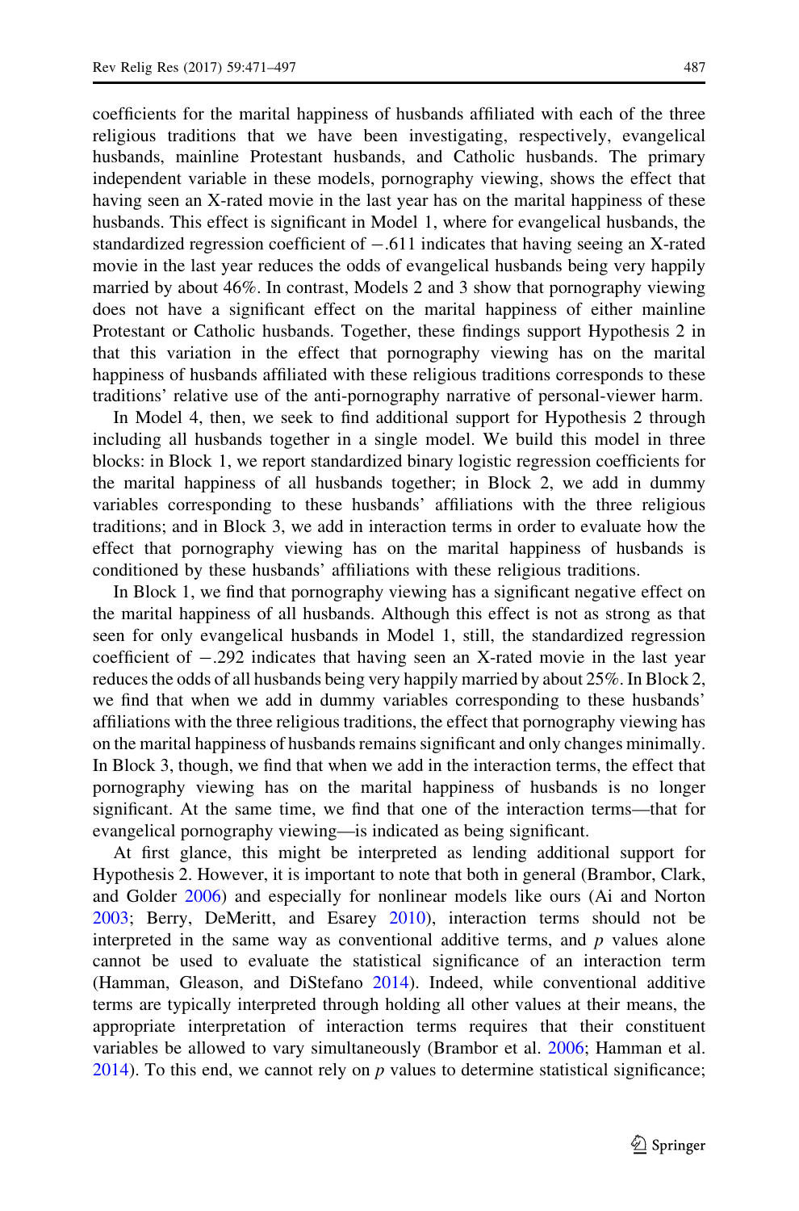coefficients for the marital happiness of husbands affiliated with each of the three religious traditions that we have been investigating, respectively, evangelical husbands, mainline Protestant husbands, and Catholic husbands. The primary independent variable in these models, pornography viewing, shows the effect that having seen an X-rated movie in the last year has on the marital happiness of these husbands. This effect is significant in Model 1, where for evangelical husbands, the standardized regression coefficient of −.611 indicates that having seeing an X-rated movie in the last year reduces the odds of evangelical husbands being very happily married by about 46%. In contrast, Models 2 and 3 show that pornography viewing does not have a significant effect on the marital happiness of either mainline Protestant or Catholic husbands. Together, these findings support Hypothesis 2 in that this variation in the effect that pornography viewing has on the marital happiness of husbands affiliated with these religious traditions corresponds to these traditions' relative use of the anti-pornography narrative of personal-viewer harm.

In Model 4, then, we seek to find additional support for Hypothesis 2 through including all husbands together in a single model. We build this model in three blocks: in Block 1, we report standardized binary logistic regression coefficients for the marital happiness of all husbands together; in Block 2, we add in dummy variables corresponding to these husbands' affiliations with the three religious traditions; and in Block 3, we add in interaction terms in order to evaluate how the effect that pornography viewing has on the marital happiness of husbands is conditioned by these husbands' affiliations with these religious traditions.

In Block 1, we find that pornography viewing has a significant negative effect on the marital happiness of all husbands. Although this effect is not as strong as that seen for only evangelical husbands in Model 1, still, the standardized regression coefficient of −.292 indicates that having seen an X-rated movie in the last year reduces the odds of all husbands being very happily married by about 25%. In Block 2, we find that when we add in dummy variables corresponding to these husbands' affiliations with the three religious traditions, the effect that pornography viewing has on the marital happiness of husbands remains significant and only changes minimally. In Block 3, though, we find that when we add in the interaction terms, the effect that pornography viewing has on the marital happiness of husbands is no longer significant. At the same time, we find that one of the interaction terms—that for evangelical pornography viewing—is indicated as being significant.

At first glance, this might be interpreted as lending additional support for Hypothesis 2. However, it is important to note that both in general (Brambor, Clark, and Golder 2006) and especially for nonlinear models like ours (Ai and Norton 2003; Berry, DeMeritt, and Esarey 2010), interaction terms should not be interpreted in the same way as conventional additive terms, and *p* values alone cannot be used to evaluate the statistical significance of an interaction term (Hamman, Gleason, and DiStefano 2014). Indeed, while conventional additive terms are typically interpreted through holding all other values at their means, the appropriate interpretation of interaction terms requires that their constituent variables be allowed to vary simultaneously (Brambor et al. 2006; Hamman et al. 2014). To this end, we cannot rely on *p* values to determine statistical significance;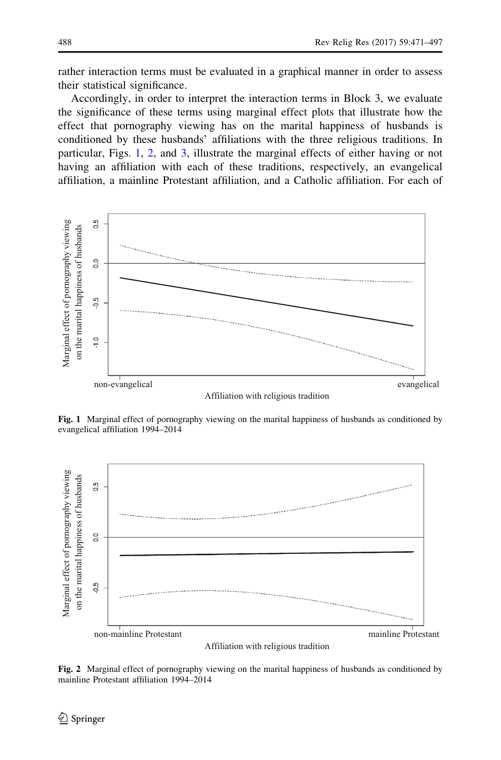rather interaction terms must be evaluated in a graphical manner in order to assess their statistical significance.

Accordingly, in order to interpret the interaction terms in Block 3, we evaluate the significance of these terms using marginal effect plots that illustrate how the effect that pornography viewing has on the marital happiness of husbands is conditioned by these husbands' affiliations with the three religious traditions. In particular, Figs. 1, 2, and 3, illustrate the marginal effects of either having or not having an affiliation with each of these traditions, respectively, an evangelical affiliation, a mainline Protestant affiliation, and a Catholic affiliation. For each of

**Fig. 1** Marginal effect of pornography viewing on the marital happiness of husbands as conditioned by evangelical affiliation 1994–2014

**Fig. 2** Marginal effect of pornography viewing on the marital happiness of husbands as conditioned by mainline Protestant affiliation 1994–2014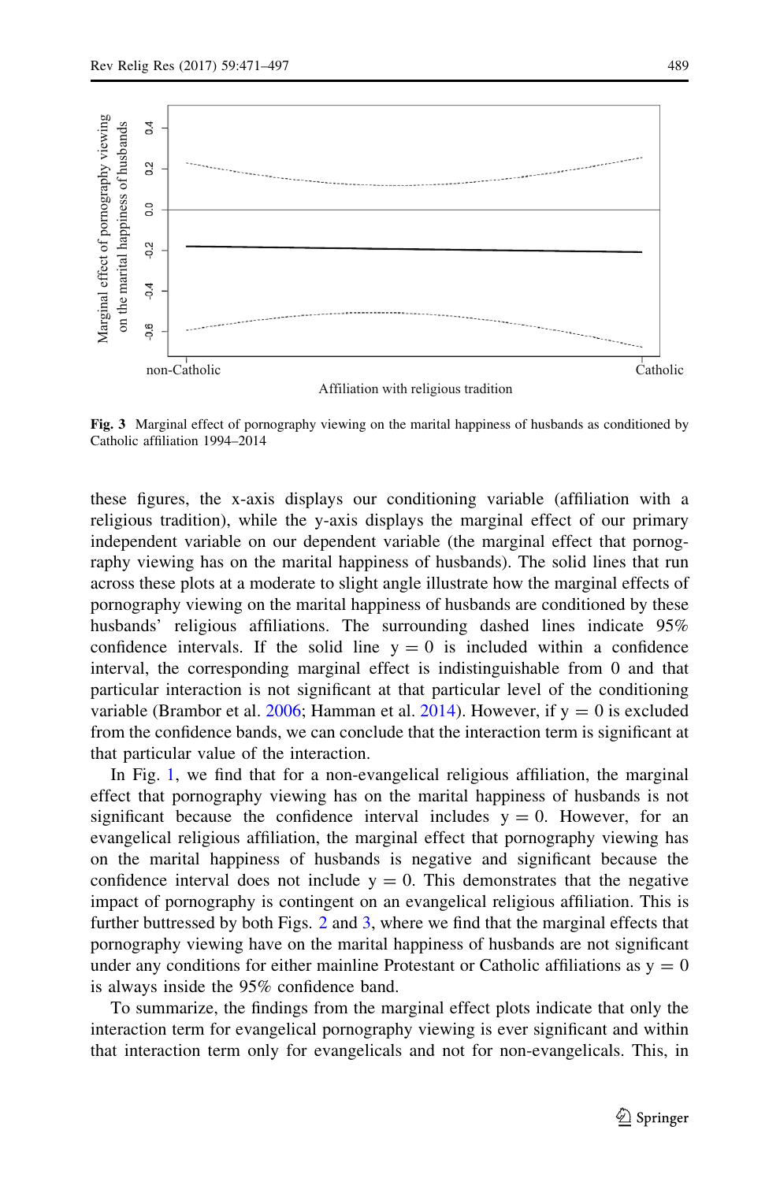Fig. 3 Marginal effect of pornography viewing on the marital happiness of husbands as conditioned by Catholic affiliation 1994–2014

these figures, the x-axis displays our conditioning variable (affiliation with a religious tradition), while the y-axis displays the marginal effect of our primary independent variable on our dependent variable (the marginal effect that pornography viewing has on the marital happiness of husbands). The solid lines that run across these plots at a moderate to slight angle illustrate how the marginal effects of pornography viewing on the marital happiness of husbands are conditioned by these husbands' religious affiliations. The surrounding dashed lines indicate 95% confidence intervals. If the solid line $y = 0$ is included within a confidence interval, the corresponding marginal effect is indistinguishable from 0 and that particular interaction is not significant at that particular level of the conditioning variable (Brambor et al. 2006; Hamman et al. 2014). However, if $y = 0$ is excluded from the confidence bands, we can conclude that the interaction term is significant at that particular value of the interaction.

In Fig. 1, we find that for a non-evangelical religious affiliation, the marginal effect that pornography viewing has on the marital happiness of husbands is not significant because the confidence interval includes $y = 0$. However, for an evangelical religious affiliation, the marginal effect that pornography viewing has on the marital happiness of husbands is negative and significant because the confidence interval does not include $y = 0$. This demonstrates that the negative impact of pornography is contingent on an evangelical religious affiliation. This is further buttressed by both Figs. 2 and 3, where we find that the marginal effects that pornography viewing have on the marital happiness of husbands are not significant under any conditions for either mainline Protestant or Catholic affiliations as $y = 0$ is always inside the 95% confidence band.

To summarize, the findings from the marginal effect plots indicate that only the interaction term for evangelical pornography viewing is ever significant and within that interaction term only for evangelicals and not for non-evangelicals. This, in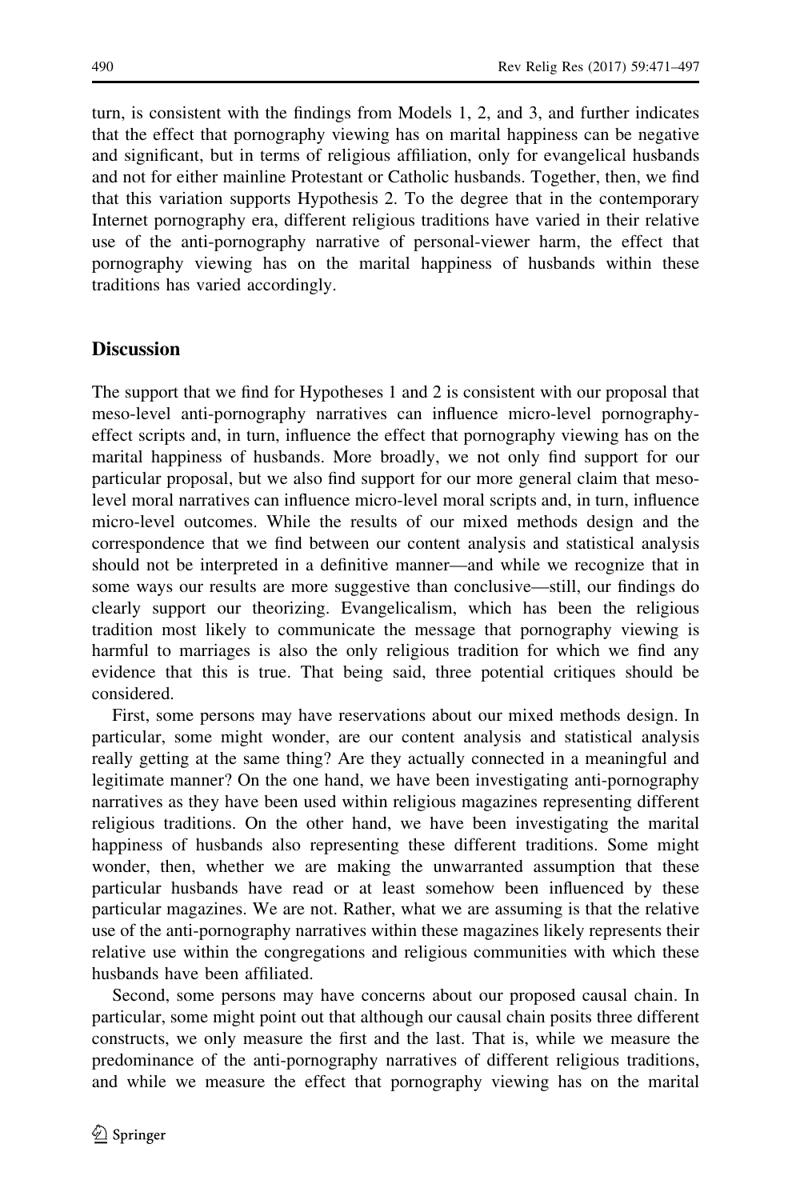turn, is consistent with the findings from Models 1, 2, and 3, and further indicates that the effect that pornography viewing has on marital happiness can be negative and significant, but in terms of religious affiliation, only for evangelical husbands and not for either mainline Protestant or Catholic husbands. Together, then, we find that this variation supports Hypothesis 2. To the degree that in the contemporary Internet pornography era, different religious traditions have varied in their relative use of the anti-pornography narrative of personal-viewer harm, the effect that pornography viewing has on the marital happiness of husbands within these traditions has varied accordingly.

## Discussion

The support that we find for Hypotheses 1 and 2 is consistent with our proposal that meso-level anti-pornography narratives can influence micro-level pornography-effect scripts and, in turn, influence the effect that pornography viewing has on the marital happiness of husbands. More broadly, we not only find support for our particular proposal, but we also find support for our more general claim that meso-level moral narratives can influence micro-level moral scripts and, in turn, influence micro-level outcomes. While the results of our mixed methods design and the correspondence that we find between our content analysis and statistical analysis should not be interpreted in a definitive manner—and while we recognize that in some ways our results are more suggestive than conclusive—still, our findings do clearly support our theorizing. Evangelicalism, which has been the religious tradition most likely to communicate the message that pornography viewing is harmful to marriages is also the only religious tradition for which we find any evidence that this is true. That being said, three potential critiques should be considered.

First, some persons may have reservations about our mixed methods design. In particular, some might wonder, are our content analysis and statistical analysis really getting at the same thing? Are they actually connected in a meaningful and legitimate manner? On the one hand, we have been investigating anti-pornography narratives as they have been used within religious magazines representing different religious traditions. On the other hand, we have been investigating the marital happiness of husbands also representing these different traditions. Some might wonder, then, whether we are making the unwarranted assumption that these particular husbands have read or at least somehow been influenced by these particular magazines. We are not. Rather, what we are assuming is that the relative use of the anti-pornography narratives within these magazines likely represents their relative use within the congregations and religious communities with which these husbands have been affiliated.

Second, some persons may have concerns about our proposed causal chain. In particular, some might point out that although our causal chain posits three different constructs, we only measure the first and the last. That is, while we measure the predominance of the anti-pornography narratives of different religious traditions, and while we measure the effect that pornography viewing has on the marital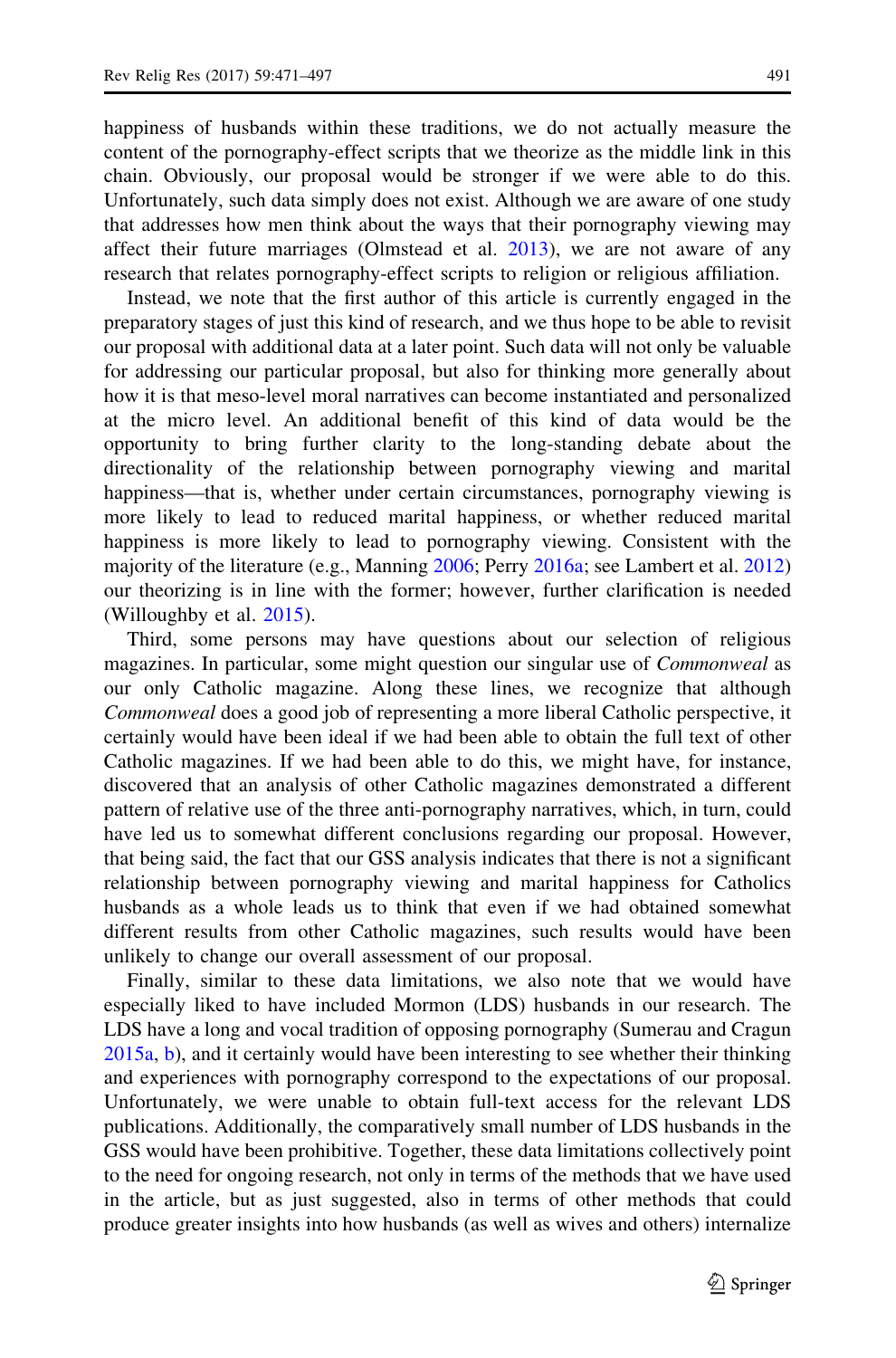happiness of husbands within these traditions, we do not actually measure the content of the pornography-effect scripts that we theorize as the middle link in this chain. Obviously, our proposal would be stronger if we were able to do this. Unfortunately, such data simply does not exist. Although we are aware of one study that addresses how men think about the ways that their pornography viewing may affect their future marriages (Olmstead et al. 2013), we are not aware of any research that relates pornography-effect scripts to religion or religious affiliation.

Instead, we note that the first author of this article is currently engaged in the preparatory stages of just this kind of research, and we thus hope to be able to revisit our proposal with additional data at a later point. Such data will not only be valuable for addressing our particular proposal, but also for thinking more generally about how it is that meso-level moral narratives can become instantiated and personalized at the micro level. An additional benefit of this kind of data would be the opportunity to bring further clarity to the long-standing debate about the directionality of the relationship between pornography viewing and marital happiness—that is, whether under certain circumstances, pornography viewing is more likely to lead to reduced marital happiness, or whether reduced marital happiness is more likely to lead to pornography viewing. Consistent with the majority of the literature (e.g., Manning 2006; Perry 2016a; see Lambert et al. 2012) our theorizing is in line with the former; however, further clarification is needed (Willoughby et al. 2015).

Third, some persons may have questions about our selection of religious magazines. In particular, some might question our singular use of *Commonweal* as our only Catholic magazine. Along these lines, we recognize that although *Commonweal* does a good job of representing a more liberal Catholic perspective, it certainly would have been ideal if we had been able to obtain the full text of other Catholic magazines. If we had been able to do this, we might have, for instance, discovered that an analysis of other Catholic magazines demonstrated a different pattern of relative use of the three anti-pornography narratives, which, in turn, could have led us to somewhat different conclusions regarding our proposal. However, that being said, the fact that our GSS analysis indicates that there is not a significant relationship between pornography viewing and marital happiness for Catholics husbands as a whole leads us to think that even if we had obtained somewhat different results from other Catholic magazines, such results would have been unlikely to change our overall assessment of our proposal.

Finally, similar to these data limitations, we also note that we would have especially liked to have included Mormon (LDS) husbands in our research. The LDS have a long and vocal tradition of opposing pornography (Sumerau and Cragun 2015a, b), and it certainly would have been interesting to see whether their thinking and experiences with pornography correspond to the expectations of our proposal. Unfortunately, we were unable to obtain full-text access for the relevant LDS publications. Additionally, the comparatively small number of LDS husbands in the GSS would have been prohibitive. Together, these data limitations collectively point to the need for ongoing research, not only in terms of the methods that we have used in the article, but as just suggested, also in terms of other methods that could produce greater insights into how husbands (as well as wives and others) internalize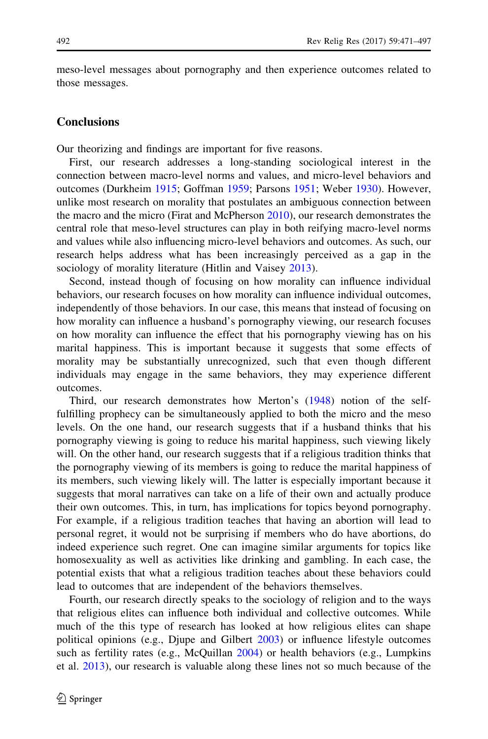meso-level messages about pornography and then experience outcomes related to those messages.

## Conclusions

Our theorizing and findings are important for five reasons.

First, our research addresses a long-standing sociological interest in the connection between macro-level norms and values, and micro-level behaviors and outcomes (Durkheim 1915; Goffman 1959; Parsons 1951; Weber 1930). However, unlike most research on morality that postulates an ambiguous connection between the macro and the micro (Firat and McPherson 2010), our research demonstrates the central role that meso-level structures can play in both reifying macro-level norms and values while also influencing micro-level behaviors and outcomes. As such, our research helps address what has been increasingly perceived as a gap in the sociology of morality literature (Hitlin and Vaisey 2013).

Second, instead though of focusing on how morality can influence individual behaviors, our research focuses on how morality can influence individual outcomes, independently of those behaviors. In our case, this means that instead of focusing on how morality can influence a husband's pornography viewing, our research focuses on how morality can influence the effect that his pornography viewing has on his marital happiness. This is important because it suggests that some effects of morality may be substantially unrecognized, such that even though different individuals may engage in the same behaviors, they may experience different outcomes.

Third, our research demonstrates how Merton's (1948) notion of the self-fulfilling prophecy can be simultaneously applied to both the micro and the meso levels. On the one hand, our research suggests that if a husband thinks that his pornography viewing is going to reduce his marital happiness, such viewing likely will. On the other hand, our research suggests that if a religious tradition thinks that the pornography viewing of its members is going to reduce the marital happiness of its members, such viewing likely will. The latter is especially important because it suggests that moral narratives can take on a life of their own and actually produce their own outcomes. This, in turn, has implications for topics beyond pornography. For example, if a religious tradition teaches that having an abortion will lead to personal regret, it would not be surprising if members who do have abortions, do indeed experience such regret. One can imagine similar arguments for topics like homosexuality as well as activities like drinking and gambling. In each case, the potential exists that what a religious tradition teaches about these behaviors could lead to outcomes that are independent of the behaviors themselves.

Fourth, our research directly speaks to the sociology of religion and to the ways that religious elites can influence both individual and collective outcomes. While much of the this type of research has looked at how religious elites can shape political opinions (e.g., Djupe and Gilbert 2003) or influence lifestyle outcomes such as fertility rates (e.g., McQuillan 2004) or health behaviors (e.g., Lumpkins et al. 2013), our research is valuable along these lines not so much because of the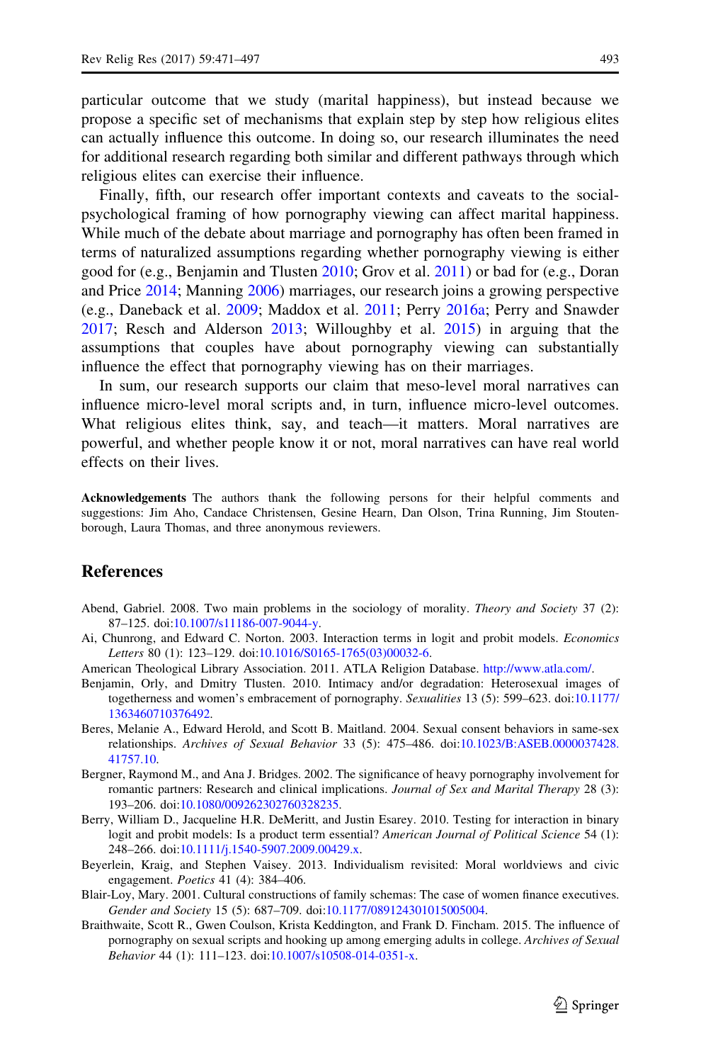particular outcome that we study (marital happiness), but instead because we propose a specific set of mechanisms that explain step by step how religious elites can actually influence this outcome. In doing so, our research illuminates the need for additional research regarding both similar and different pathways through which religious elites can exercise their influence.

Finally, fifth, our research offer important contexts and caveats to the social-psychological framing of how pornography viewing can affect marital happiness. While much of the debate about marriage and pornography has often been framed in terms of naturalized assumptions regarding whether pornography viewing is either good for (e.g., Benjamin and Tlusten 2010; Grov et al. 2011) or bad for (e.g., Doran and Price 2014; Manning 2006) marriages, our research joins a growing perspective (e.g., Daneback et al. 2009; Maddox et al. 2011; Perry 2016a; Perry and Snawder 2017; Resch and Alderson 2013; Willoughby et al. 2015) in arguing that the assumptions that couples have about pornography viewing can substantially influence the effect that pornography viewing has on their marriages.

In sum, our research supports our claim that meso-level moral narratives can influence micro-level moral scripts and, in turn, influence micro-level outcomes. What religious elites think, say, and teach—it matters. Moral narratives are powerful, and whether people know it or not, moral narratives can have real world effects on their lives.

**Acknowledgements** The authors thank the following persons for their helpful comments and suggestions: Jim Aho, Candace Christensen, Gesine Hearn, Dan Olson, Trina Running, Jim Stoutenborough, Laura Thomas, and three anonymous reviewers.

## References

Abend, Gabriel. 2008. Two main problems in the sociology of morality. *Theory and Society* 37 (2): 87–125. doi:10.1007/s11186-007-9044-y.

Ai, Chunrong, and Edward C. Norton. 2003. Interaction terms in logit and probit models. *Economics Letters* 80 (1): 123–129. doi:10.1016/S0165-1765(03)00032-6.

American Theological Library Association. 2011. ATLA Religion Database. http://www.atla.com/.

Benjamin, Orly, and Dmitry Tlusten. 2010. Intimacy and/or degradation: Heterosexual images of togetherness and women's embracement of pornography. *Sexualities* 13 (5): 599–623. doi:10.1177/1363460710376492.

Beres, Melanie A., Edward Herold, and Scott B. Maitland. 2004. Sexual consent behaviors in same-sex relationships. *Archives of Sexual Behavior* 33 (5): 475–486. doi:10.1023/B:ASEB.0000037428.41757.10.

Bergner, Raymond M., and Ana J. Bridges. 2002. The significance of heavy pornography involvement for romantic partners: Research and clinical implications. *Journal of Sex and Marital Therapy* 28 (3): 193–206. doi:10.1080/009262302760328235.

Berry, William D., Jacqueline H.R. DeMeritt, and Justin Esarey. 2010. Testing for interaction in binary logit and probit models: Is a product term essential? *American Journal of Political Science* 54 (1): 248–266. doi:10.1111/j.1540-5907.2009.00429.x.

Beyerlein, Kraig, and Stephen Vaisey. 2013. Individualism revisited: Moral worldviews and civic engagement. *Poetics* 41 (4): 384–406.

Blair-Loy, Mary. 2001. Cultural constructions of family schemas: The case of women finance executives. *Gender and Society* 15 (5): 687–709. doi:10.1177/089124301015005004.

Braithwaite, Scott R., Gwen Coulson, Krista Keddington, and Frank D. Fincham. 2015. The influence of pornography on sexual scripts and hooking up among emerging adults in college. *Archives of Sexual Behavior* 44 (1): 111–123. doi:10.1007/s10508-014-0351-x.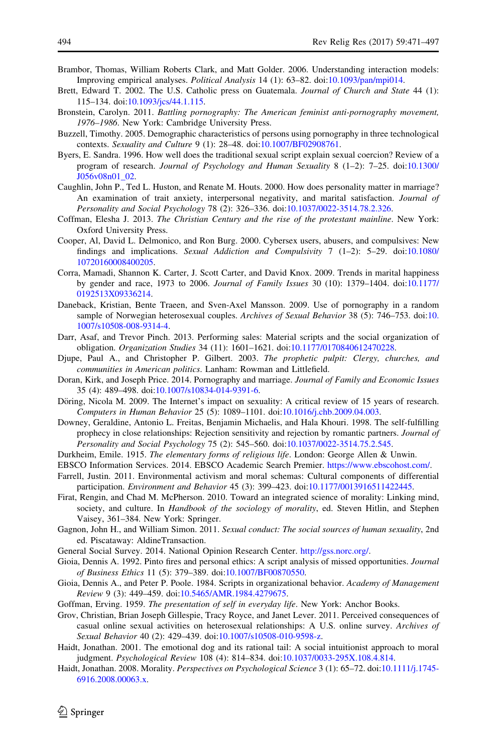Brambor, Thomas, William Roberts Clark, and Matt Golder. 2006. Understanding interaction models: Improving empirical analyses. *Political Analysis* 14 (1): 63–82. doi:10.1093/pan/mpi014.

Brett, Edward T. 2002. The U.S. Catholic press on Guatemala. *Journal of Church and State* 44 (1): 115–134. doi:10.1093/jcs/44.1.115.

Bronstein, Carolyn. 2011. *Battling pornography: The American feminist anti-pornography movement, 1976–1986*. New York: Cambridge University Press.

Buzzell, Timothy. 2005. Demographic characteristics of persons using pornography in three technological contexts. *Sexuality and Culture* 9 (1): 28–48. doi:10.1007/BF02908761.

Byers, E. Sandra. 1996. How well does the traditional sexual script explain sexual coercion? Review of a program of research. *Journal of Psychology and Human Sexuality* 8 (1–2): 7–25. doi:10.1300/J056v08n01_02.

Caughlin, John P., Ted L. Huston, and Renate M. Houts. 2000. How does personality matter in marriage? An examination of trait anxiety, interpersonal negativity, and marital satisfaction. *Journal of Personality and Social Psychology* 78 (2): 326–336. doi:10.1037/0022-3514.78.2.326.

Coffman, Elesha J. 2013. *The Christian Century and the rise of the protestant mainline*. New York: Oxford University Press.

Cooper, Al, David L. Delmonico, and Ron Burg. 2000. Cybersex users, abusers, and compulsives: New findings and implications. *Sexual Addiction and Compulsivity* 7 (1–2): 5–29. doi:10.1080/10720160008400205.

Corra, Mamadi, Shannon K. Carter, J. Scott Carter, and David Knox. 2009. Trends in marital happiness by gender and race, 1973 to 2006. *Journal of Family Issues* 30 (10): 1379–1404. doi:10.1177/0192513X09336214.

Daneback, Kristian, Bente Traeen, and Sven-Axel Mansson. 2009. Use of pornography in a random sample of Norwegian heterosexual couples. *Archives of Sexual Behavior* 38 (5): 746–753. doi:10.1007/s10508-008-9314-4.

Darr, Asaf, and Trevor Pinch. 2013. Performing sales: Material scripts and the social organization of obligation. *Organization Studies* 34 (11): 1601–1621. doi:10.1177/0170840612470228.

Djupe, Paul A., and Christopher P. Gilbert. 2003. *The prophetic pulpit: Clergy, churches, and communities in American politics*. Lanham: Rowman and Littlefield.

Doran, Kirk, and Joseph Price. 2014. Pornography and marriage. *Journal of Family and Economic Issues* 35 (4): 489–498. doi:10.1007/s10834-014-9391-6.

Döring, Nicola M. 2009. The Internet's impact on sexuality: A critical review of 15 years of research. *Computers in Human Behavior* 25 (5): 1089–1101. doi:10.1016/j.chb.2009.04.003.

Downey, Geraldine, Antonio L. Freitas, Benjamin Michaelis, and Hala Khouri. 1998. The self-fulfilling prophecy in close relationships: Rejection sensitivity and rejection by romantic partners. *Journal of Personality and Social Psychology* 75 (2): 545–560. doi:10.1037/0022-3514.75.2.545.

Durkheim, Emile. 1915. *The elementary forms of religious life*. London: George Allen & Unwin.

EBSCO Information Services. 2014. EBSCO Academic Search Premier. https://www.ebscohost.com/.

Farrell, Justin. 2011. Environmental activism and moral schemas: Cultural components of differential participation. *Environment and Behavior* 45 (3): 399–423. doi:10.1177/0013916511422445.

Firat, Rengin, and Chad M. McPherson. 2010. Toward an integrated science of morality: Linking mind, society, and culture. In *Handbook of the sociology of morality*, ed. Steven Hitlin, and Stephen Vaisey, 361–384. New York: Springer.

Gagnon, John H., and William Simon. 2011. *Sexual conduct: The social sources of human sexuality*, 2nd ed. Piscataway: AldineTransaction.

General Social Survey. 2014. National Opinion Research Center. http://gss.norc.org/.

Gioia, Dennis A. 1992. Pinto fires and personal ethics: A script analysis of missed opportunities. *Journal of Business Ethics* 11 (5): 379–389. doi:10.1007/BF00870550.

Gioia, Dennis A., and Peter P. Poole. 1984. Scripts in organizational behavior. *Academy of Management Review* 9 (3): 449–459. doi:10.5465/AMR.1984.4279675.

Goffman, Erving. 1959. *The presentation of self in everyday life*. New York: Anchor Books.

Grov, Christian, Brian Joseph Gillespie, Tracy Royce, and Janet Lever. 2011. Perceived consequences of casual online sexual activities on heterosexual relationships: A U.S. online survey. *Archives of Sexual Behavior* 40 (2): 429–439. doi:10.1007/s10508-010-9598-z.

Haidt, Jonathan. 2001. The emotional dog and its rational tail: A social intuitionist approach to moral judgment. *Psychological Review* 108 (4): 814–834. doi:10.1037/0033-295X.108.4.814.

Haidt, Jonathan. 2008. Morality. *Perspectives on Psychological Science* 3 (1): 65–72. doi:10.1111/j.1745-6916.2008.00063.x.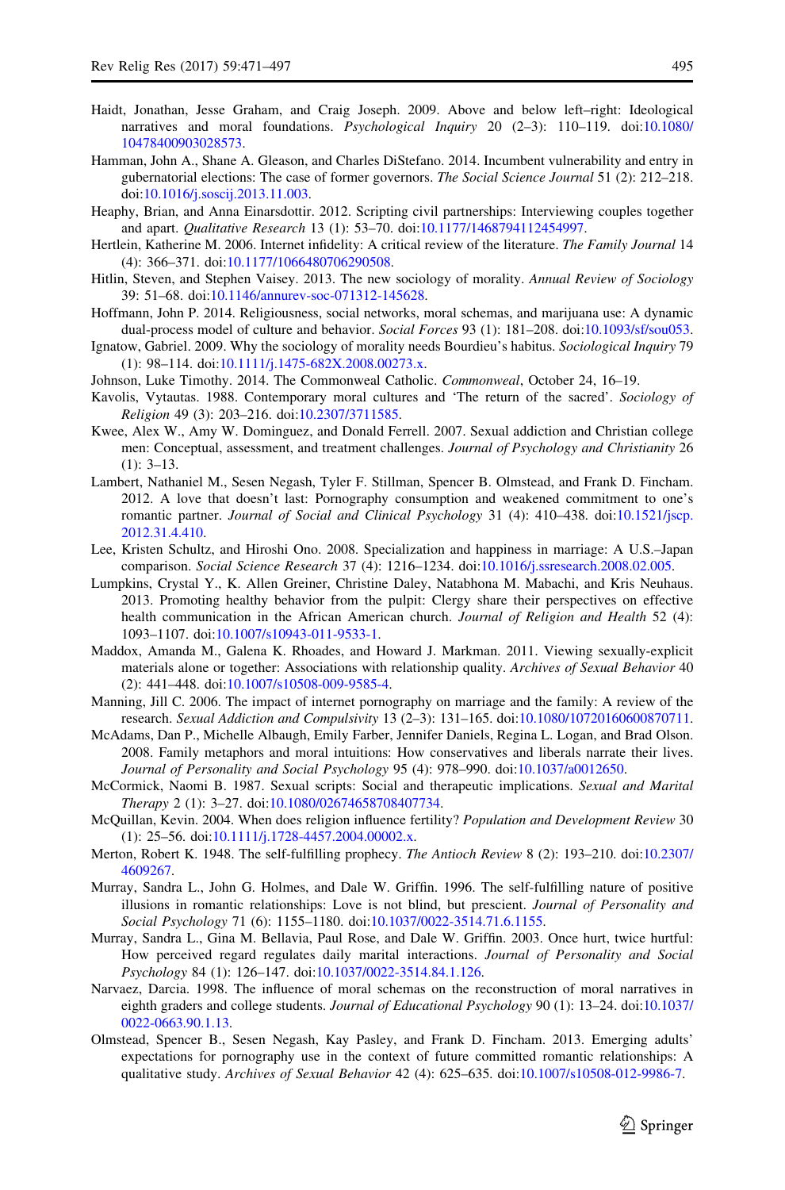Haidt, Jonathan, Jesse Graham, and Craig Joseph. 2009. Above and below left–right: Ideological narratives and moral foundations. *Psychological Inquiry* 20 (2–3): 110–119. doi:10.1080/10478400903028573.

Hamman, John A., Shane A. Gleason, and Charles DiStefano. 2014. Incumbent vulnerability and entry in gubernatorial elections: The case of former governors. *The Social Science Journal* 51 (2): 212–218. doi:10.1016/j.soscij.2013.11.003.

Heaphy, Brian, and Anna Einarsdottir. 2012. Scripting civil partnerships: Interviewing couples together and apart. *Qualitative Research* 13 (1): 53–70. doi:10.1177/1468794112454997.

Hertlein, Katherine M. 2006. Internet infidelity: A critical review of the literature. *The Family Journal* 14 (4): 366–371. doi:10.1177/1066480706290508.

Hitlin, Steven, and Stephen Vaisey. 2013. The new sociology of morality. *Annual Review of Sociology* 39: 51–68. doi:10.1146/annurev-soc-071312-145628.

Hoffmann, John P. 2014. Religiousness, social networks, moral schemas, and marijuana use: A dynamic dual-process model of culture and behavior. *Social Forces* 93 (1): 181–208. doi:10.1093/sf/sou053.

Ignatow, Gabriel. 2009. Why the sociology of morality needs Bourdieu's habitus. *Sociological Inquiry* 79 (1): 98–114. doi:10.1111/j.1475-682X.2008.00273.x.

Johnson, Luke Timothy. 2014. The Commonweal Catholic. *Commonweal*, October 24, 16–19.

Kavolis, Vytautas. 1988. Contemporary moral cultures and 'The return of the sacred'. *Sociology of Religion* 49 (3): 203–216. doi:10.2307/3711585.

Kwee, Alex W., Amy W. Dominguez, and Donald Ferrell. 2007. Sexual addiction and Christian college men: Conceptual, assessment, and treatment challenges. *Journal of Psychology and Christianity* 26 (1): 3–13.

Lambert, Nathaniel M., Sesen Negash, Tyler F. Stillman, Spencer B. Olmstead, and Frank D. Fincham. 2012. A love that doesn't last: Pornography consumption and weakened commitment to one's romantic partner. *Journal of Social and Clinical Psychology* 31 (4): 410–438. doi:10.1521/jscp.2012.31.4.410.

Lee, Kristen Schultz, and Hiroshi Ono. 2008. Specialization and happiness in marriage: A U.S.–Japan comparison. *Social Science Research* 37 (4): 1216–1234. doi:10.1016/j.ssresearch.2008.02.005.

Lumpkins, Crystal Y., K. Allen Greiner, Christine Daley, Natabhona M. Mabachi, and Kris Neuhaus. 2013. Promoting healthy behavior from the pulpit: Clergy share their perspectives on effective health communication in the African American church. *Journal of Religion and Health* 52 (4): 1093–1107. doi:10.1007/s10943-011-9533-1.

Maddox, Amanda M., Galena K. Rhoades, and Howard J. Markman. 2011. Viewing sexually-explicit materials alone or together: Associations with relationship quality. *Archives of Sexual Behavior* 40 (2): 441–448. doi:10.1007/s10508-009-9585-4.

Manning, Jill C. 2006. The impact of internet pornography on marriage and the family: A review of the research. *Sexual Addiction and Compulsivity* 13 (2–3): 131–165. doi:10.1080/10720160600870711.

McAdams, Dan P., Michelle Albaugh, Emily Farber, Jennifer Daniels, Regina L. Logan, and Brad Olson. 2008. Family metaphors and moral intuitions: How conservatives and liberals narrate their lives. *Journal of Personality and Social Psychology* 95 (4): 978–990. doi:10.1037/a0012650.

McCormick, Naomi B. 1987. Sexual scripts: Social and therapeutic implications. *Sexual and Marital Therapy* 2 (1): 3–27. doi:10.1080/02674658708407734.

McQuillan, Kevin. 2004. When does religion influence fertility? *Population and Development Review* 30 (1): 25–56. doi:10.1111/j.1728-4457.2004.00002.x.

Merton, Robert K. 1948. The self-fulfilling prophecy. *The Antioch Review* 8 (2): 193–210. doi:10.2307/4609267.

Murray, Sandra L., John G. Holmes, and Dale W. Griffin. 1996. The self-fulfilling nature of positive illusions in romantic relationships: Love is not blind, but prescient. *Journal of Personality and Social Psychology* 71 (6): 1155–1180. doi:10.1037/0022-3514.71.6.1155.

Murray, Sandra L., Gina M. Bellavia, Paul Rose, and Dale W. Griffin. 2003. Once hurt, twice hurtful: How perceived regard regulates daily marital interactions. *Journal of Personality and Social Psychology* 84 (1): 126–147. doi:10.1037/0022-3514.84.1.126.

Narvaez, Darcia. 1998. The influence of moral schemas on the reconstruction of moral narratives in eighth graders and college students. *Journal of Educational Psychology* 90 (1): 13–24. doi:10.1037/0022-0663.90.1.13.

Olmstead, Spencer B., Sesen Negash, Kay Pasley, and Frank D. Fincham. 2013. Emerging adults' expectations for pornography use in the context of future committed romantic relationships: A qualitative study. *Archives of Sexual Behavior* 42 (4): 625–635. doi:10.1007/s10508-012-9986-7.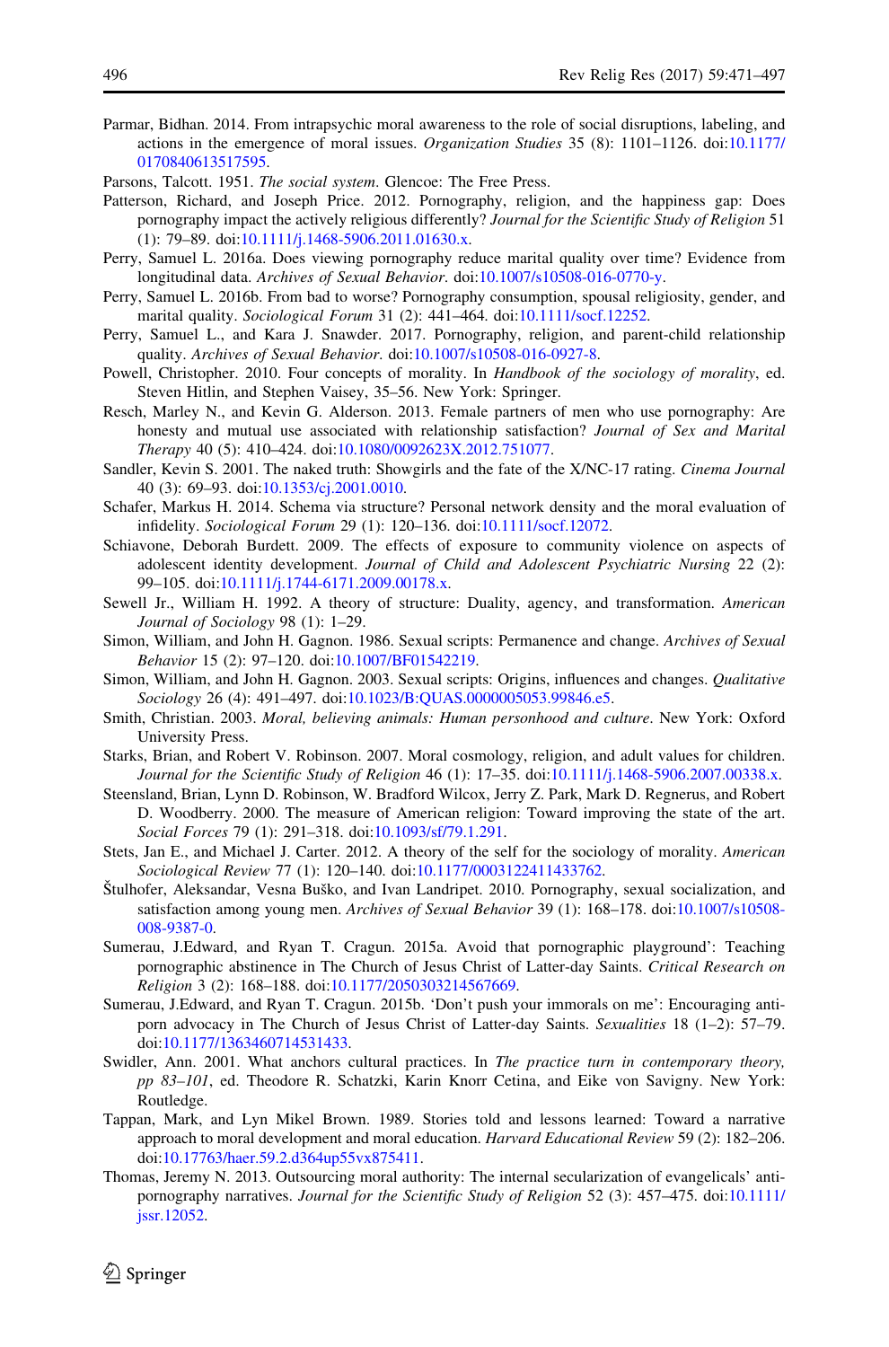Parmar, Bidhan. 2014. From intrapsychic moral awareness to the role of social disruptions, labeling, and actions in the emergence of moral issues. *Organization Studies* 35 (8): 1101–1126. doi:10.1177/0170840613517595.

Parsons, Talcott. 1951. *The social system*. Glencoe: The Free Press.

Patterson, Richard, and Joseph Price. 2012. Pornography, religion, and the happiness gap: Does pornography impact the actively religious differently? *Journal for the Scientific Study of Religion* 51 (1): 79–89. doi:10.1111/j.1468-5906.2011.01630.x.

Perry, Samuel L. 2016a. Does viewing pornography reduce marital quality over time? Evidence from longitudinal data. *Archives of Sexual Behavior*. doi:10.1007/s10508-016-0770-y.

Perry, Samuel L. 2016b. From bad to worse? Pornography consumption, spousal religiosity, gender, and marital quality. *Sociological Forum* 31 (2): 441–464. doi:10.1111/socf.12252.

Perry, Samuel L., and Kara J. Snawder. 2017. Pornography, religion, and parent-child relationship quality. *Archives of Sexual Behavior*. doi:10.1007/s10508-016-0927-8.

Powell, Christopher. 2010. Four concepts of morality. In *Handbook of the sociology of morality*, ed. Steven Hitlin, and Stephen Vaisey, 35–56. New York: Springer.

Resch, Marley N., and Kevin G. Alderson. 2013. Female partners of men who use pornography: Are honesty and mutual use associated with relationship satisfaction? *Journal of Sex and Marital Therapy* 40 (5): 410–424. doi:10.1080/0092623X.2012.751077.

Sandler, Kevin S. 2001. The naked truth: Showgirls and the fate of the X/NC-17 rating. *Cinema Journal* 40 (3): 69–93. doi:10.1353/cj.2001.0010.

Schafer, Markus H. 2014. Schema via structure? Personal network density and the moral evaluation of infidelity. *Sociological Forum* 29 (1): 120–136. doi:10.1111/socf.12072.

Schiavone, Deborah Burdett. 2009. The effects of exposure to community violence on aspects of adolescent identity development. *Journal of Child and Adolescent Psychiatric Nursing* 22 (2): 99–105. doi:10.1111/j.1744-6171.2009.00178.x.

Sewell Jr., William H. 1992. A theory of structure: Duality, agency, and transformation. *American Journal of Sociology* 98 (1): 1–29.

Simon, William, and John H. Gagnon. 1986. Sexual scripts: Permanence and change. *Archives of Sexual Behavior* 15 (2): 97–120. doi:10.1007/BF01542219.

Simon, William, and John H. Gagnon. 2003. Sexual scripts: Origins, influences and changes. *Qualitative Sociology* 26 (4): 491–497. doi:10.1023/B:QUAS.0000005053.99846.e5.

Smith, Christian. 2003. *Moral, believing animals: Human personhood and culture*. New York: Oxford University Press.

Starks, Brian, and Robert V. Robinson. 2007. Moral cosmology, religion, and adult values for children. *Journal for the Scientific Study of Religion* 46 (1): 17–35. doi:10.1111/j.1468-5906.2007.00338.x.

Steensland, Brian, Lynn D. Robinson, W. Bradford Wilcox, Jerry Z. Park, Mark D. Regnerus, and Robert D. Woodberry. 2000. The measure of American religion: Toward improving the state of the art. *Social Forces* 79 (1): 291–318. doi:10.1093/sf/79.1.291.

Stets, Jan E., and Michael J. Carter. 2012. A theory of the self for the sociology of morality. *American Sociological Review* 77 (1): 120–140. doi:10.1177/0003122411433762.

Štulhofer, Aleksandar, Vesna Buško, and Ivan Landripet. 2010. Pornography, sexual socialization, and satisfaction among young men. *Archives of Sexual Behavior* 39 (1): 168–178. doi:10.1007/s10508-008-9387-0.

Sumerau, J.Edward, and Ryan T. Cragun. 2015a. Avoid that pornographic playground': Teaching pornographic abstinence in The Church of Jesus Christ of Latter-day Saints. *Critical Research on Religion* 3 (2): 168–188. doi:10.1177/2050303214567669.

Sumerau, J.Edward, and Ryan T. Cragun. 2015b. 'Don't push your immorals on me': Encouraging anti-porn advocacy in The Church of Jesus Christ of Latter-day Saints. *Sexualities* 18 (1–2): 57–79. doi:10.1177/1363460714531433.

Swidler, Ann. 2001. What anchors cultural practices. In *The practice turn in contemporary theory, pp 83–101*, ed. Theodore R. Schatzki, Karin Knorr Cetina, and Eike von Savigny. New York: Routledge.

Tappan, Mark, and Lyn Mikel Brown. 1989. Stories told and lessons learned: Toward a narrative approach to moral development and moral education. *Harvard Educational Review* 59 (2): 182–206. doi:10.17763/haer.59.2.d364up55vx875411.

Thomas, Jeremy N. 2013. Outsourcing moral authority: The internal secularization of evangelicals' anti-pornography narratives. *Journal for the Scientific Study of Religion* 52 (3): 457–475. doi:10.1111/jssr.12052.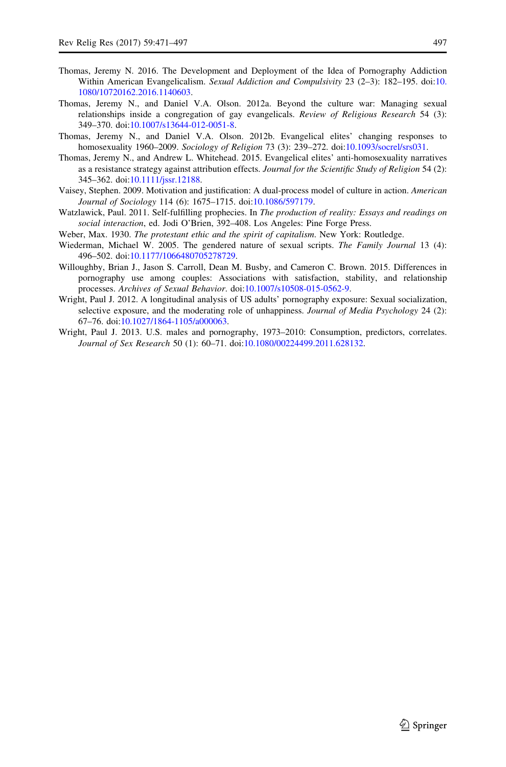Thomas, Jeremy N. 2016. The Development and Deployment of the Idea of Pornography Addiction Within American Evangelicalism. *Sexual Addiction and Compulsivity* 23 (2–3): 182–195. doi:10.1080/10720162.2016.1140603.

Thomas, Jeremy N., and Daniel V.A. Olson. 2012a. Beyond the culture war: Managing sexual relationships inside a congregation of gay evangelicals. *Review of Religious Research* 54 (3): 349–370. doi:10.1007/s13644-012-0051-8.

Thomas, Jeremy N., and Daniel V.A. Olson. 2012b. Evangelical elites' changing responses to homosexuality 1960–2009. *Sociology of Religion* 73 (3): 239–272. doi:10.1093/socrel/srs031.

Thomas, Jeremy N., and Andrew L. Whitehead. 2015. Evangelical elites' anti-homosexuality narratives as a resistance strategy against attribution effects. *Journal for the Scientific Study of Religion* 54 (2): 345–362. doi:10.1111/jssr.12188.

Vaisey, Stephen. 2009. Motivation and justification: A dual-process model of culture in action. *American Journal of Sociology* 114 (6): 1675–1715. doi:10.1086/597179.

Watzlawick, Paul. 2011. Self-fulfilling prophecies. In *The production of reality: Essays and readings on social interaction*, ed. Jodi O'Brien, 392–408. Los Angeles: Pine Forge Press.

Weber, Max. 1930. *The protestant ethic and the spirit of capitalism*. New York: Routledge.

Wiederman, Michael W. 2005. The gendered nature of sexual scripts. *The Family Journal* 13 (4): 496–502. doi:10.1177/1066480705278729.

Willoughby, Brian J., Jason S. Carroll, Dean M. Busby, and Cameron C. Brown. 2015. Differences in pornography use among couples: Associations with satisfaction, stability, and relationship processes. *Archives of Sexual Behavior*. doi:10.1007/s10508-015-0562-9.

Wright, Paul J. 2012. A longitudinal analysis of US adults' pornography exposure: Sexual socialization, selective exposure, and the moderating role of unhappiness. *Journal of Media Psychology* 24 (2): 67–76. doi:10.1027/1864-1105/a000063.

Wright, Paul J. 2013. U.S. males and pornography, 1973–2010: Consumption, predictors, correlates. *Journal of Sex Research* 50 (1): 60–71. doi:10.1080/00224499.2011.628132.